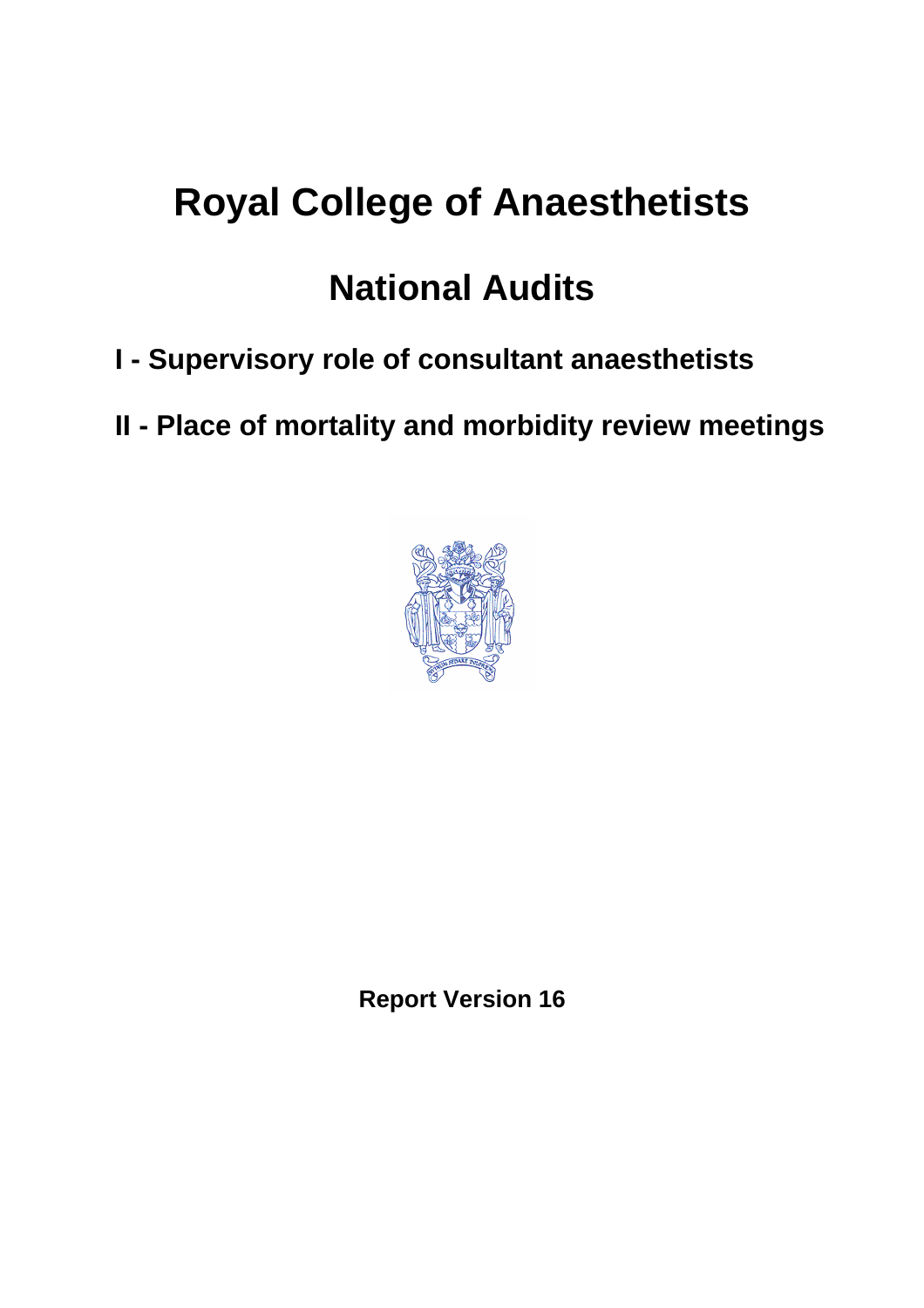# Royal College of Anaesthetists

# National Audits

## I - Supervisory role of consultant anaesthetists

## II - Place of mortality and morbidity review meetings

**Report Version 16**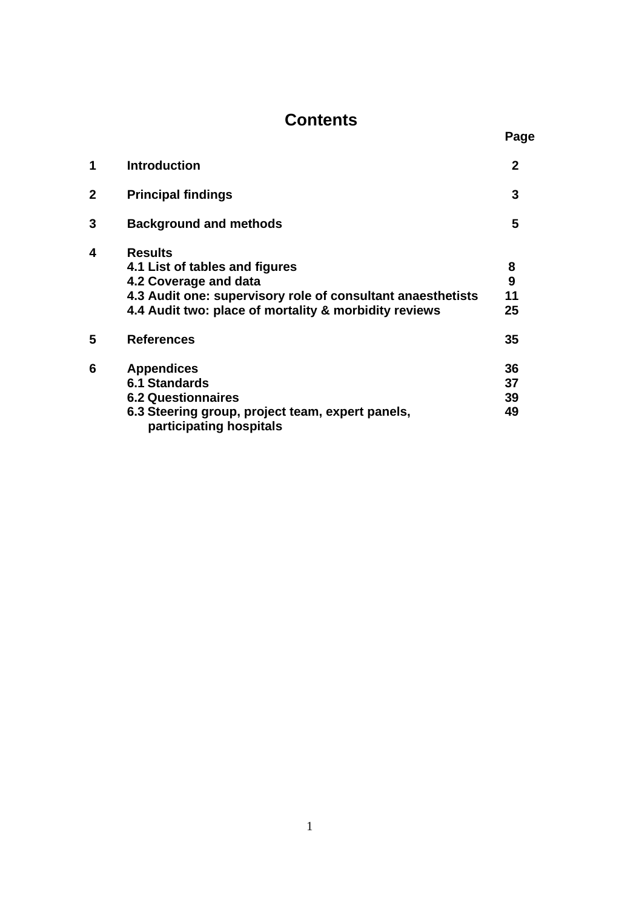# Contents

| | | Page |
|---|---|---|
| **1** | **Introduction** | **2** |
| **2** | **Principal findings** | **3** |
| **3** | **Background and methods** | **5** |
| **4** | **Results** | |
| | **4.1 List of tables and figures** | **8** |
| | **4.2 Coverage and data** | **9** |
| | **4.3 Audit one: supervisory role of consultant anaesthetists** | **11** |
| | **4.4 Audit two: place of mortality & morbidity reviews** | **25** |
| **5** | **References** | **35** |
| **6** | **Appendices** | **36** |
| | **6.1 Standards** | **37** |
| | **6.2 Questionnaires** | **39** |
| | **6.3 Steering group, project team, expert panels, participating hospitals** | **49** |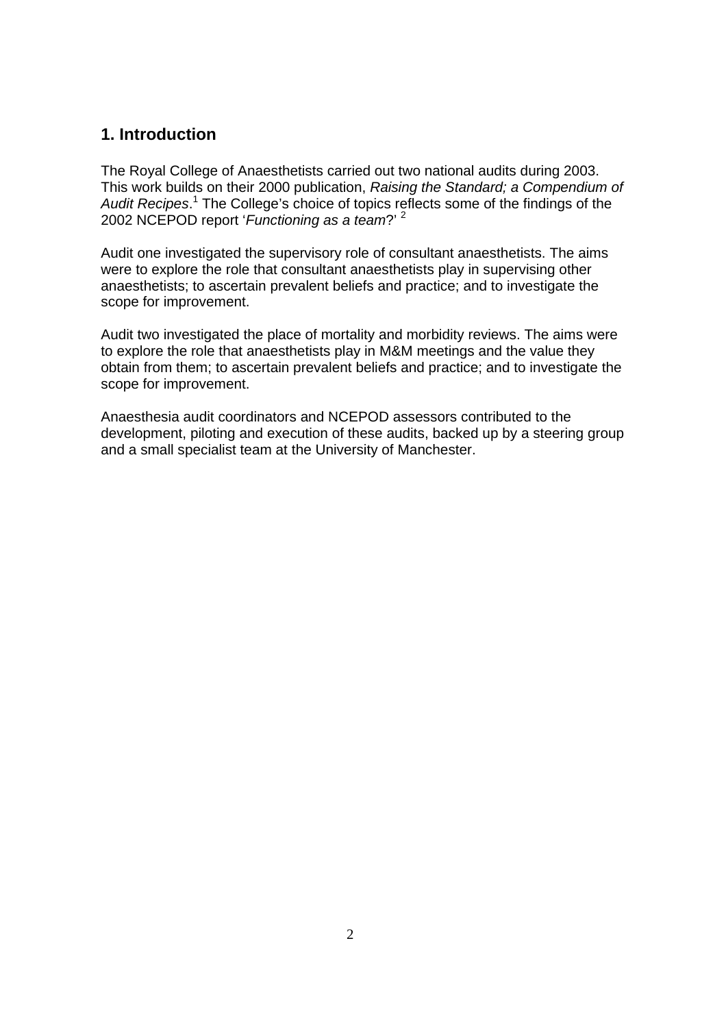## 1. Introduction

The Royal College of Anaesthetists carried out two national audits during 2003. This work builds on their 2000 publication, *Raising the Standard; a Compendium of Audit Recipes*.[1] The College's choice of topics reflects some of the findings of the 2002 NCEPOD report '*Functioning as a team*?' [2]

Audit one investigated the supervisory role of consultant anaesthetists. The aims were to explore the role that consultant anaesthetists play in supervising other anaesthetists; to ascertain prevalent beliefs and practice; and to investigate the scope for improvement.

Audit two investigated the place of mortality and morbidity reviews. The aims were to explore the role that anaesthetists play in M&M meetings and the value they obtain from them; to ascertain prevalent beliefs and practice; and to investigate the scope for improvement.

Anaesthesia audit coordinators and NCEPOD assessors contributed to the development, piloting and execution of these audits, backed up by a steering group and a small specialist team at the University of Manchester.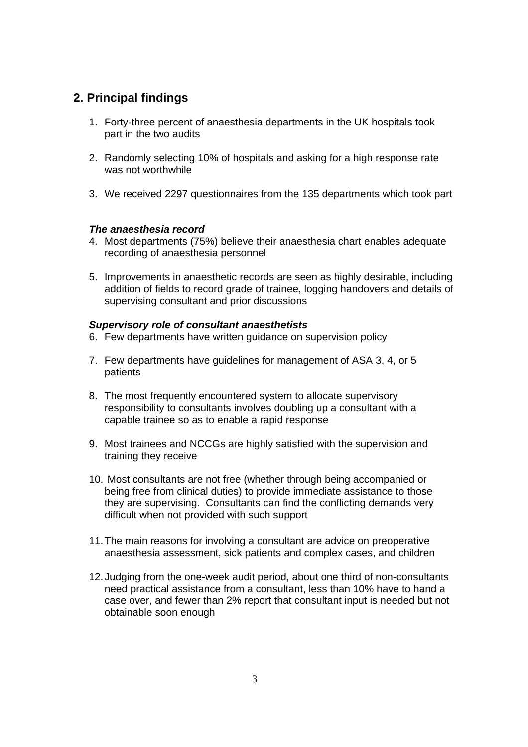## 2. Principal findings

1. Forty-three percent of anaesthesia departments in the UK hospitals took part in the two audits

2. Randomly selecting 10% of hospitals and asking for a high response rate was not worthwhile

3. We received 2297 questionnaires from the 135 departments which took part

***The anaesthesia record***

4. Most departments (75%) believe their anaesthesia chart enables adequate recording of anaesthesia personnel

5. Improvements in anaesthetic records are seen as highly desirable, including addition of fields to record grade of trainee, logging handovers and details of supervising consultant and prior discussions

***Supervisory role of consultant anaesthetists***

6. Few departments have written guidance on supervision policy

7. Few departments have guidelines for management of ASA 3, 4, or 5 patients

8. The most frequently encountered system to allocate supervisory responsibility to consultants involves doubling up a consultant with a capable trainee so as to enable a rapid response

9. Most trainees and NCCGs are highly satisfied with the supervision and training they receive

10. Most consultants are not free (whether through being accompanied or being free from clinical duties) to provide immediate assistance to those they are supervising. Consultants can find the conflicting demands very difficult when not provided with such support

11. The main reasons for involving a consultant are advice on preoperative anaesthesia assessment, sick patients and complex cases, and children

12. Judging from the one-week audit period, about one third of non-consultants need practical assistance from a consultant, less than 10% have to hand a case over, and fewer than 2% report that consultant input is needed but not obtainable soon enough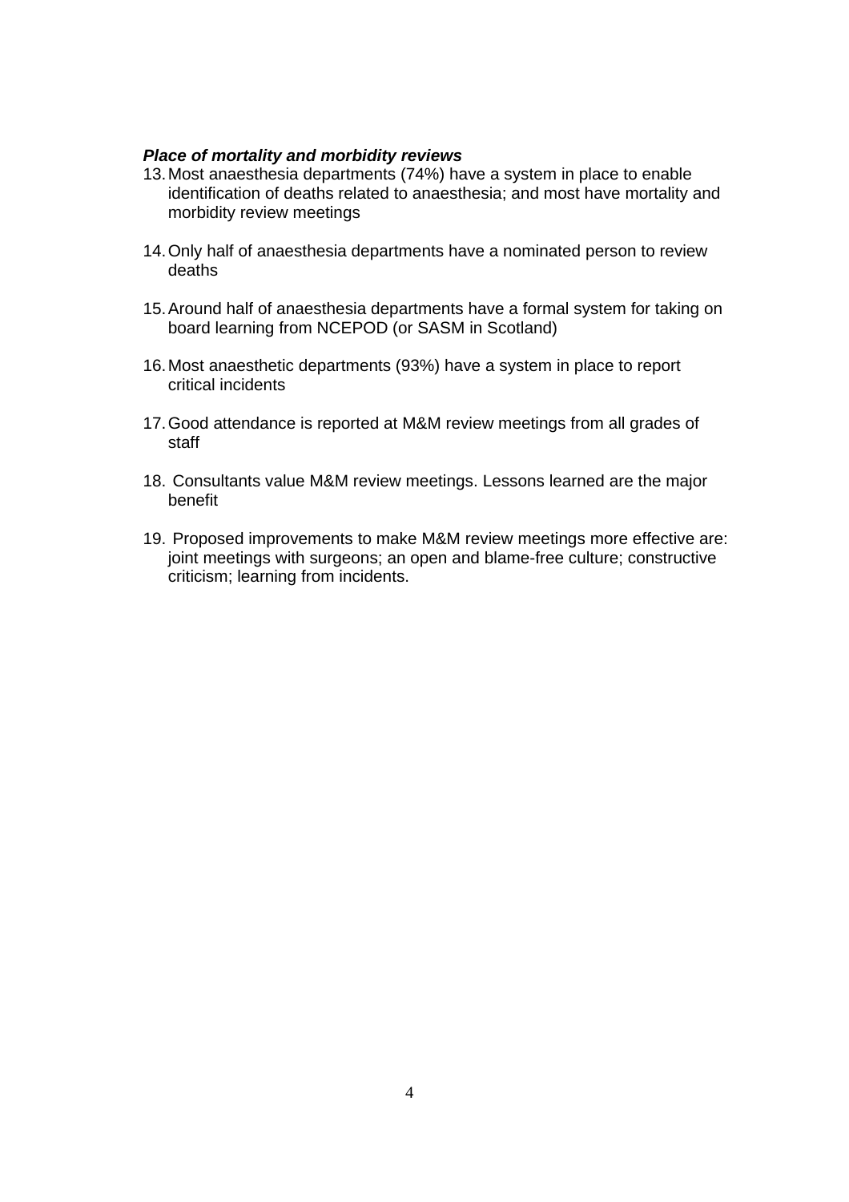***Place of mortality and morbidity reviews***

13. Most anaesthesia departments (74%) have a system in place to enable identification of deaths related to anaesthesia; and most have mortality and morbidity review meetings

14. Only half of anaesthesia departments have a nominated person to review deaths

15. Around half of anaesthesia departments have a formal system for taking on board learning from NCEPOD (or SASM in Scotland)

16. Most anaesthetic departments (93%) have a system in place to report critical incidents

17. Good attendance is reported at M&M review meetings from all grades of staff

18. Consultants value M&M review meetings. Lessons learned are the major benefit

19. Proposed improvements to make M&M review meetings more effective are: joint meetings with surgeons; an open and blame-free culture; constructive criticism; learning from incidents.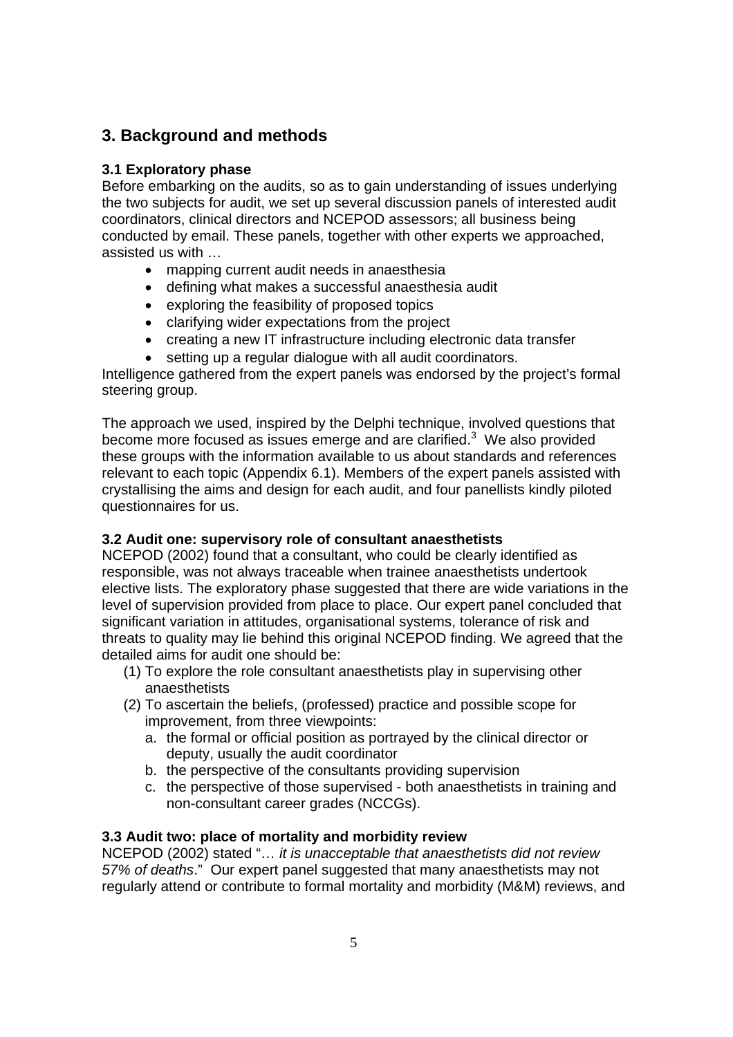## 3. Background and methods

### 3.1 Exploratory phase

Before embarking on the audits, so as to gain understanding of issues underlying the two subjects for audit, we set up several discussion panels of interested audit coordinators, clinical directors and NCEPOD assessors; all business being conducted by email. These panels, together with other experts we approached, assisted us with …

- mapping current audit needs in anaesthesia
- defining what makes a successful anaesthesia audit
- exploring the feasibility of proposed topics
- clarifying wider expectations from the project
- creating a new IT infrastructure including electronic data transfer
- setting up a regular dialogue with all audit coordinators.

Intelligence gathered from the expert panels was endorsed by the project's formal steering group.

The approach we used, inspired by the Delphi technique, involved questions that become more focused as issues emerge and are clarified.[3] We also provided these groups with the information available to us about standards and references relevant to each topic (Appendix 6.1). Members of the expert panels assisted with crystallising the aims and design for each audit, and four panellists kindly piloted questionnaires for us.

### 3.2 Audit one: supervisory role of consultant anaesthetists

NCEPOD (2002) found that a consultant, who could be clearly identified as responsible, was not always traceable when trainee anaesthetists undertook elective lists. The exploratory phase suggested that there are wide variations in the level of supervision provided from place to place. Our expert panel concluded that significant variation in attitudes, organisational systems, tolerance of risk and threats to quality may lie behind this original NCEPOD finding. We agreed that the detailed aims for audit one should be:

(1) To explore the role consultant anaesthetists play in supervising other anaesthetists

(2) To ascertain the beliefs, (professed) practice and possible scope for improvement, from three viewpoints:
   a. the formal or official position as portrayed by the clinical director or deputy, usually the audit coordinator
   b. the perspective of the consultants providing supervision
   c. the perspective of those supervised - both anaesthetists in training and non-consultant career grades (NCCGs).

### 3.3 Audit two: place of mortality and morbidity review

NCEPOD (2002) stated "… *it is unacceptable that anaesthetists did not review 57% of deaths*." Our expert panel suggested that many anaesthetists may not regularly attend or contribute to formal mortality and morbidity (M&M) reviews, and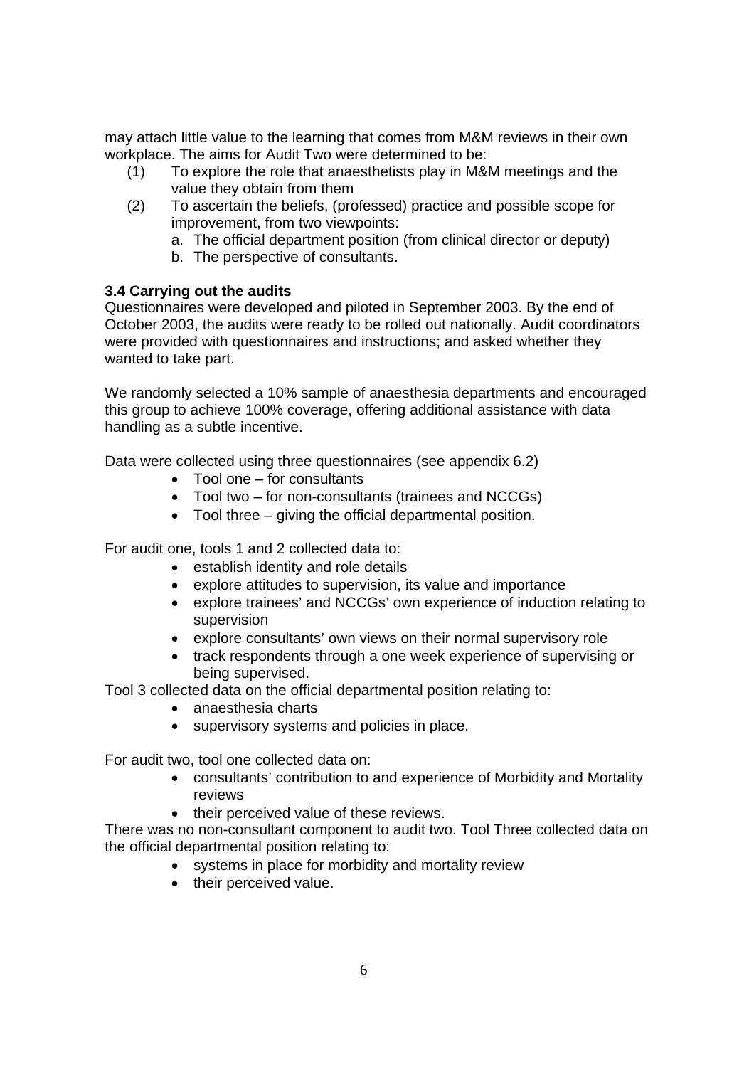may attach little value to the learning that comes from M&M reviews in their own workplace. The aims for Audit Two were determined to be:

(1) To explore the role that anaesthetists play in M&M meetings and the value they obtain from them

(2) To ascertain the beliefs, (professed) practice and possible scope for improvement, from two viewpoints:
   a. The official department position (from clinical director or deputy)
   b. The perspective of consultants.

### 3.4 Carrying out the audits

Questionnaires were developed and piloted in September 2003. By the end of October 2003, the audits were ready to be rolled out nationally. Audit coordinators were provided with questionnaires and instructions; and asked whether they wanted to take part.

We randomly selected a 10% sample of anaesthesia departments and encouraged this group to achieve 100% coverage, offering additional assistance with data handling as a subtle incentive.

Data were collected using three questionnaires (see appendix 6.2)

- Tool one – for consultants
- Tool two – for non-consultants (trainees and NCCGs)
- Tool three – giving the official departmental position.

For audit one, tools 1 and 2 collected data to:

- establish identity and role details
- explore attitudes to supervision, its value and importance
- explore trainees' and NCCGs' own experience of induction relating to supervision
- explore consultants' own views on their normal supervisory role
- track respondents through a one week experience of supervising or being supervised.

Tool 3 collected data on the official departmental position relating to:

- anaesthesia charts
- supervisory systems and policies in place.

For audit two, tool one collected data on:

- consultants' contribution to and experience of Morbidity and Mortality reviews
- their perceived value of these reviews.

There was no non-consultant component to audit two. Tool Three collected data on the official departmental position relating to:

- systems in place for morbidity and mortality review
- their perceived value.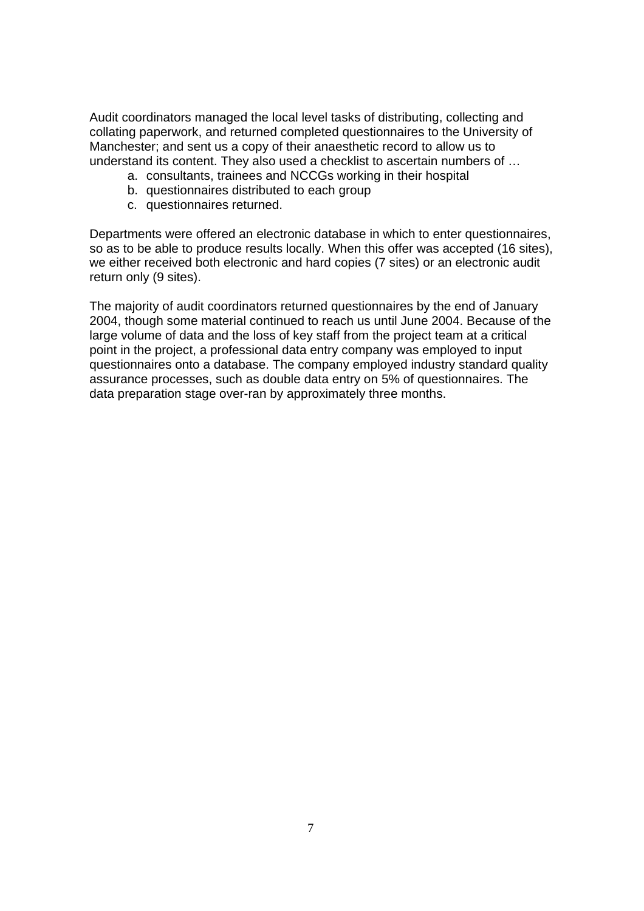Audit coordinators managed the local level tasks of distributing, collecting and collating paperwork, and returned completed questionnaires to the University of Manchester; and sent us a copy of their anaesthetic record to allow us to understand its content. They also used a checklist to ascertain numbers of …

a. consultants, trainees and NCCGs working in their hospital
b. questionnaires distributed to each group
c. questionnaires returned.

Departments were offered an electronic database in which to enter questionnaires, so as to be able to produce results locally. When this offer was accepted (16 sites), we either received both electronic and hard copies (7 sites) or an electronic audit return only (9 sites).

The majority of audit coordinators returned questionnaires by the end of January 2004, though some material continued to reach us until June 2004. Because of the large volume of data and the loss of key staff from the project team at a critical point in the project, a professional data entry company was employed to input questionnaires onto a database. The company employed industry standard quality assurance processes, such as double data entry on 5% of questionnaires. The data preparation stage over-ran by approximately three months.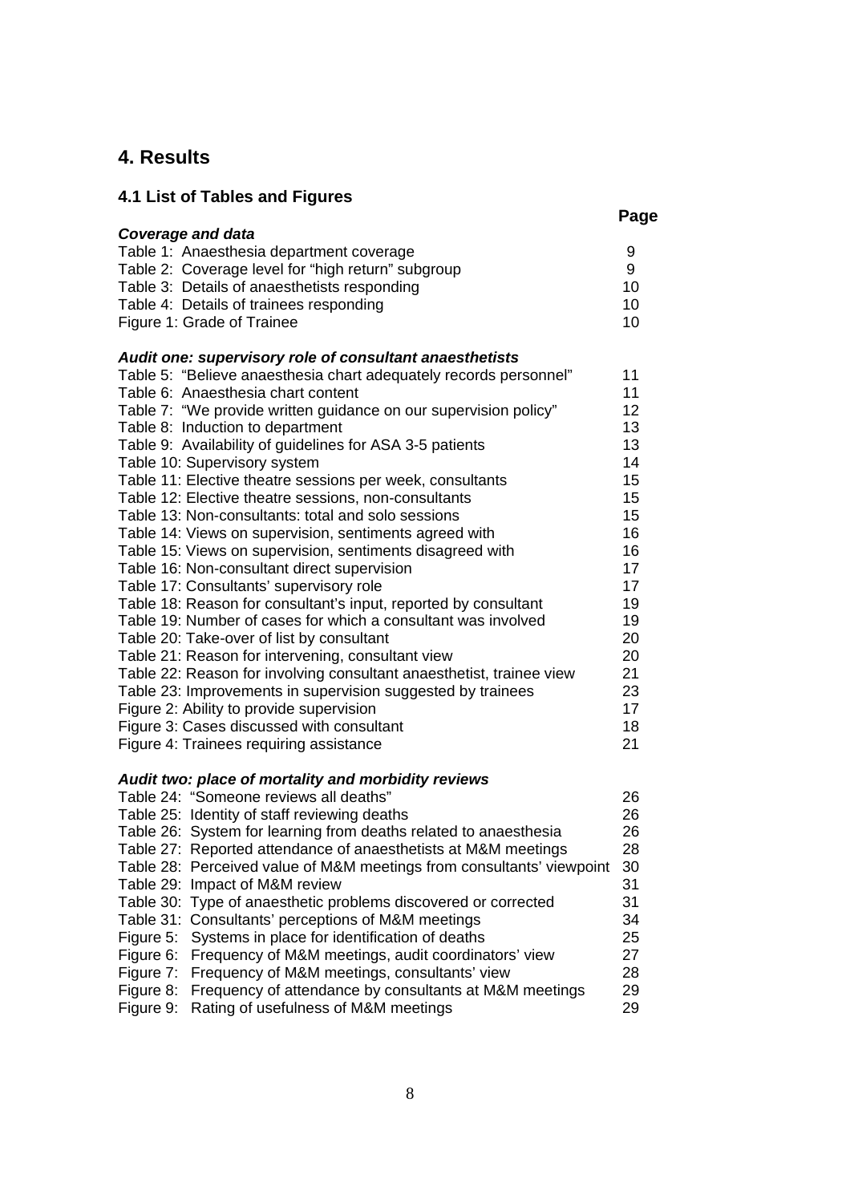# 4. Results

## 4.1 List of Tables and Figures

| | Page |
|---|---|
| ***Coverage and data*** | |
| Table 1: Anaesthesia department coverage | 9 |
| Table 2: Coverage level for "high return" subgroup | 9 |
| Table 3: Details of anaesthetists responding | 10 |
| Table 4: Details of trainees responding | 10 |
| Figure 1: Grade of Trainee | 10 |
| ***Audit one: supervisory role of consultant anaesthetists*** | |
| Table 5: "Believe anaesthesia chart adequately records personnel" | 11 |
| Table 6: Anaesthesia chart content | 11 |
| Table 7: "We provide written guidance on our supervision policy" | 12 |
| Table 8: Induction to department | 13 |
| Table 9: Availability of guidelines for ASA 3-5 patients | 13 |
| Table 10: Supervisory system | 14 |
| Table 11: Elective theatre sessions per week, consultants | 15 |
| Table 12: Elective theatre sessions, non-consultants | 15 |
| Table 13: Non-consultants: total and solo sessions | 15 |
| Table 14: Views on supervision, sentiments agreed with | 16 |
| Table 15: Views on supervision, sentiments disagreed with | 16 |
| Table 16: Non-consultant direct supervision | 17 |
| Table 17: Consultants' supervisory role | 17 |
| Table 18: Reason for consultant's input, reported by consultant | 19 |
| Table 19: Number of cases for which a consultant was involved | 19 |
| Table 20: Take-over of list by consultant | 20 |
| Table 21: Reason for intervening, consultant view | 20 |
| Table 22: Reason for involving consultant anaesthetist, trainee view | 21 |
| Table 23: Improvements in supervision suggested by trainees | 23 |
| Figure 2: Ability to provide supervision | 17 |
| Figure 3: Cases discussed with consultant | 18 |
| Figure 4: Trainees requiring assistance | 21 |
| ***Audit two: place of mortality and morbidity reviews*** | |
| Table 24: "Someone reviews all deaths" | 26 |
| Table 25: Identity of staff reviewing deaths | 26 |
| Table 26: System for learning from deaths related to anaesthesia | 26 |
| Table 27: Reported attendance of anaesthetists at M&M meetings | 28 |
| Table 28: Perceived value of M&M meetings from consultants' viewpoint | 30 |
| Table 29: Impact of M&M review | 31 |
| Table 30: Type of anaesthetic problems discovered or corrected | 31 |
| Table 31: Consultants' perceptions of M&M meetings | 34 |
| Figure 5: Systems in place for identification of deaths | 25 |
| Figure 6: Frequency of M&M meetings, audit coordinators' view | 27 |
| Figure 7: Frequency of M&M meetings, consultants' view | 28 |
| Figure 8: Frequency of attendance by consultants at M&M meetings | 29 |
| Figure 9: Rating of usefulness of M&M meetings | 29 |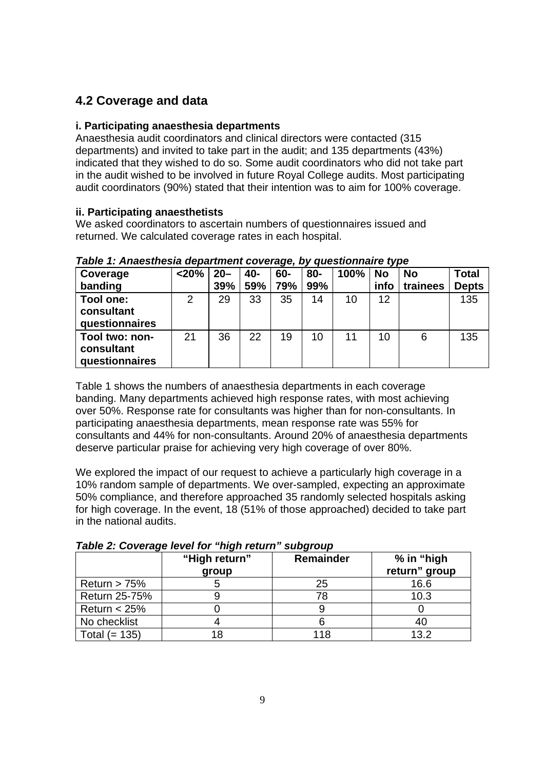## 4.2 Coverage and data

### i. Participating anaesthesia departments

Anaesthesia audit coordinators and clinical directors were contacted (315 departments) and invited to take part in the audit; and 135 departments (43%) indicated that they wished to do so. Some audit coordinators who did not take part in the audit wished to be involved in future Royal College audits. Most participating audit coordinators (90%) stated that their intention was to aim for 100% coverage.

### ii. Participating anaesthetists

We asked coordinators to ascertain numbers of questionnaires issued and returned. We calculated coverage rates in each hospital.

***Table 1: Anaesthesia department coverage, by questionnaire type***

| Coverage banding | <20% | 20–39% | 40-59% | 60-79% | 80-99% | 100% | No info | No trainees | Total Depts |
|---|---|---|---|---|---|---|---|---|---|
| **Tool one: consultant questionnaires** | 2 | 29 | 33 | 35 | 14 | 10 | 12 | | 135 |
| **Tool two: non-consultant questionnaires** | 21 | 36 | 22 | 19 | 10 | 11 | 10 | 6 | 135 |

Table 1 shows the numbers of anaesthesia departments in each coverage banding. Many departments achieved high response rates, with most achieving over 50%. Response rate for consultants was higher than for non-consultants. In participating anaesthesia departments, mean response rate was 55% for consultants and 44% for non-consultants. Around 20% of anaesthesia departments deserve particular praise for achieving very high coverage of over 80%.

We explored the impact of our request to achieve a particularly high coverage in a 10% random sample of departments. We over-sampled, expecting an approximate 50% compliance, and therefore approached 35 randomly selected hospitals asking for high coverage. In the event, 18 (51% of those approached) decided to take part in the national audits.

***Table 2: Coverage level for "high return" subgroup***

| | "High return" group | Remainder | % in "high return" group |
|---|---|---|---|
| Return > 75% | 5 | 25 | 16.6 |
| Return 25-75% | 9 | 78 | 10.3 |
| Return < 25% | 0 | 9 | 0 |
| No checklist | 4 | 6 | 40 |
| Total (= 135) | 18 | 118 | 13.2 |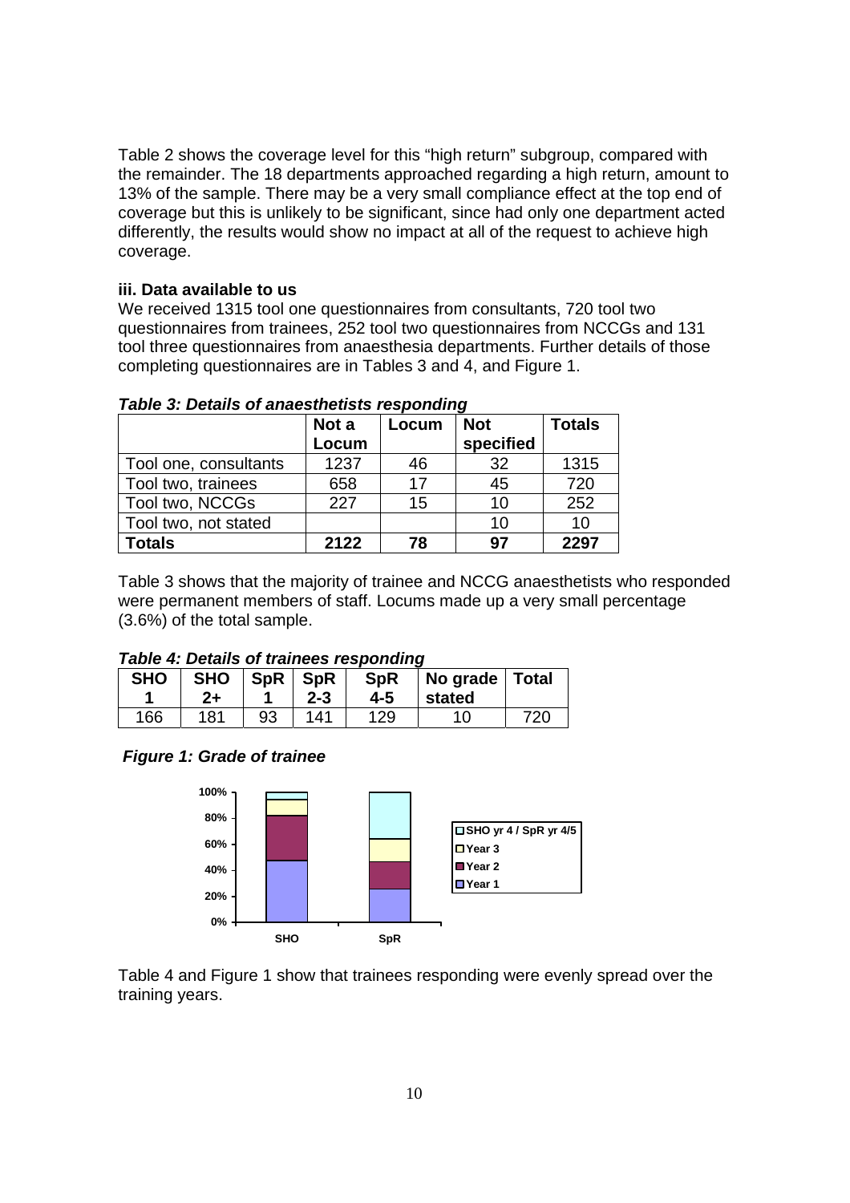Table 2 shows the coverage level for this "high return" subgroup, compared with the remainder. The 18 departments approached regarding a high return, amount to 13% of the sample. There may be a very small compliance effect at the top end of coverage but this is unlikely to be significant, since had only one department acted differently, the results would show no impact at all of the request to achieve high coverage.

### iii. Data available to us

We received 1315 tool one questionnaires from consultants, 720 tool two questionnaires from trainees, 252 tool two questionnaires from NCCGs and 131 tool three questionnaires from anaesthesia departments. Further details of those completing questionnaires are in Tables 3 and 4, and Figure 1.

***Table 3: Details of anaesthetists responding***

| | Not a Locum | Locum | Not specified | Totals |
|---|---|---|---|---|
| Tool one, consultants | 1237 | 46 | 32 | 1315 |
| Tool two, trainees | 658 | 17 | 45 | 720 |
| Tool two, NCCGs | 227 | 15 | 10 | 252 |
| Tool two, not stated | | | 10 | 10 |
| **Totals** | **2122** | **78** | **97** | **2297** |

Table 3 shows that the majority of trainee and NCCG anaesthetists who responded were permanent members of staff. Locums made up a very small percentage (3.6%) of the total sample.

***Table 4: Details of trainees responding***

| SHO 1 | SHO 2+ | SpR 1 | SpR 2-3 | SpR 4-5 | No grade stated | Total |
|---|---|---|---|---|---|---|
| 166 | 181 | 93 | 141 | 129 | 10 | 720 |

***Figure 1: Grade of trainee***

Table 4 and Figure 1 show that trainees responding were evenly spread over the training years.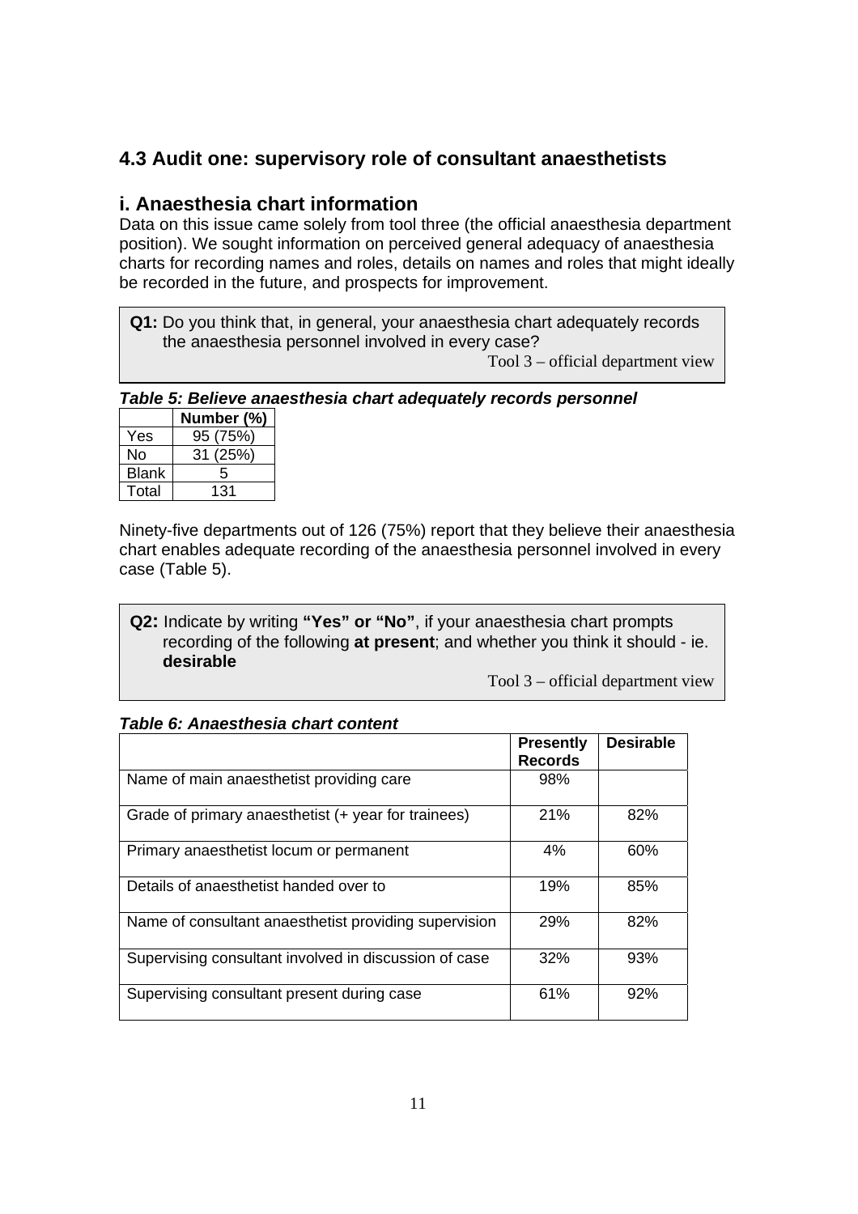## 4.3 Audit one: supervisory role of consultant anaesthetists

### i. Anaesthesia chart information

Data on this issue came solely from tool three (the official anaesthesia department position). We sought information on perceived general adequacy of anaesthesia charts for recording names and roles, details on names and roles that might ideally be recorded in the future, and prospects for improvement.

> **Q1:** Do you think that, in general, your anaesthesia chart adequately records the anaesthesia personnel involved in every case?
>
> Tool 3 – official department view

***Table 5: Believe anaesthesia chart adequately records personnel***

| | Number (%) |
|---|---|
| Yes | 95 (75%) |
| No | 31 (25%) |
| Blank | 5 |
| Total | 131 |

Ninety-five departments out of 126 (75%) report that they believe their anaesthesia chart enables adequate recording of the anaesthesia personnel involved in every case (Table 5).

> **Q2:** Indicate by writing **"Yes" or "No"**, if your anaesthesia chart prompts recording of the following **at present**; and whether you think it should - ie. **desirable**
>
> Tool 3 – official department view

***Table 6: Anaesthesia chart content***

| | Presently Records | Desirable |
|---|---|---|
| Name of main anaesthetist providing care | 98% | |
| Grade of primary anaesthetist (+ year for trainees) | 21% | 82% |
| Primary anaesthetist locum or permanent | 4% | 60% |
| Details of anaesthetist handed over to | 19% | 85% |
| Name of consultant anaesthetist providing supervision | 29% | 82% |
| Supervising consultant involved in discussion of case | 32% | 93% |
| Supervising consultant present during case | 61% | 92% |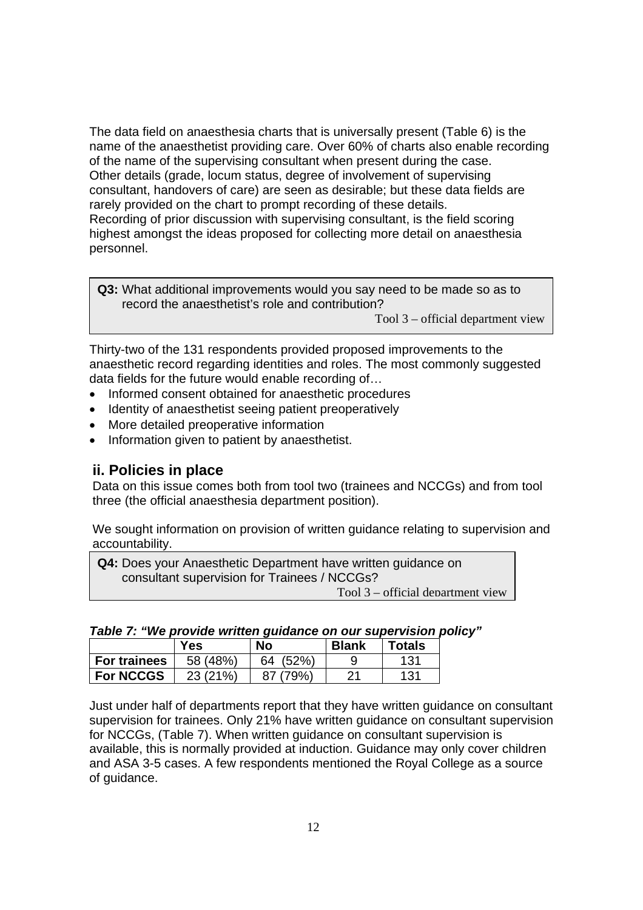The data field on anaesthesia charts that is universally present (Table 6) is the name of the anaesthetist providing care. Over 60% of charts also enable recording of the name of the supervising consultant when present during the case.
Other details (grade, locum status, degree of involvement of supervising consultant, handovers of care) are seen as desirable; but these data fields are rarely provided on the chart to prompt recording of these details.
Recording of prior discussion with supervising consultant, is the field scoring highest amongst the ideas proposed for collecting more detail on anaesthesia personnel.

> **Q3:** What additional improvements would you say need to be made so as to record the anaesthetist's role and contribution?
>
> Tool 3 – official department view

Thirty-two of the 131 respondents provided proposed improvements to the anaesthetic record regarding identities and roles. The most commonly suggested data fields for the future would enable recording of…

- Informed consent obtained for anaesthetic procedures
- Identity of anaesthetist seeing patient preoperatively
- More detailed preoperative information
- Information given to patient by anaesthetist.

## ii. Policies in place

Data on this issue comes both from tool two (trainees and NCCGs) and from tool three (the official anaesthesia department position).

We sought information on provision of written guidance relating to supervision and accountability.

> **Q4:** Does your Anaesthetic Department have written guidance on consultant supervision for Trainees / NCCGs?
>
> Tool 3 – official department view

***Table 7: "We provide written guidance on our supervision policy"***

| | Yes | No | Blank | Totals |
|---|---|---|---|---|
| **For trainees** | 58 (48%) | 64 (52%) | 9 | 131 |
| **For NCCGS** | 23 (21%) | 87 (79%) | 21 | 131 |

Just under half of departments report that they have written guidance on consultant supervision for trainees. Only 21% have written guidance on consultant supervision for NCCGs, (Table 7). When written guidance on consultant supervision is available, this is normally provided at induction. Guidance may only cover children and ASA 3-5 cases. A few respondents mentioned the Royal College as a source of guidance.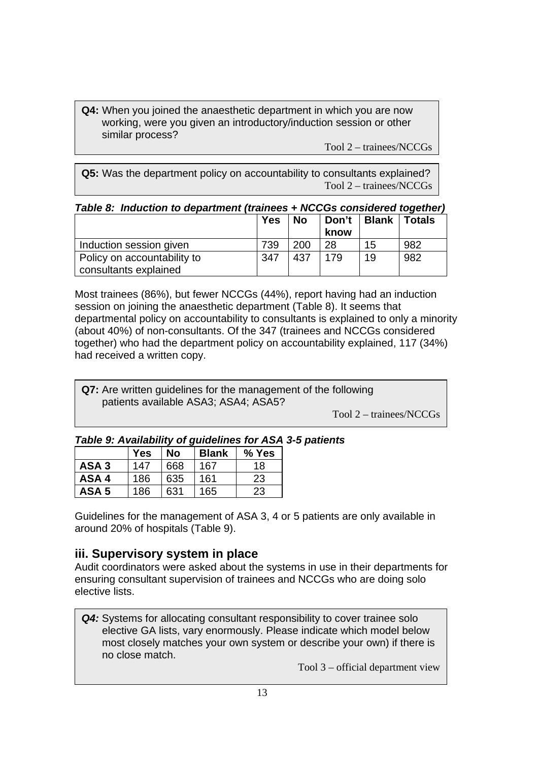> **Q4:** When you joined the anaesthetic department in which you are now working, were you given an introductory/induction session or other similar process?
>
> Tool 2 – trainees/NCCGs

> **Q5:** Was the department policy on accountability to consultants explained?
>
> Tool 2 – trainees/NCCGs

***Table 8: Induction to department (trainees + NCCGs considered together)***

| | Yes | No | Don't know | Blank | Totals |
|---|---|---|---|---|---|
| Induction session given | 739 | 200 | 28 | 15 | 982 |
| Policy on accountability to consultants explained | 347 | 437 | 179 | 19 | 982 |

Most trainees (86%), but fewer NCCGs (44%), report having had an induction session on joining the anaesthetic department (Table 8). It seems that departmental policy on accountability to consultants is explained to only a minority (about 40%) of non-consultants. Of the 347 (trainees and NCCGs considered together) who had the department policy on accountability explained, 117 (34%) had received a written copy.

> **Q7:** Are written guidelines for the management of the following patients available ASA3; ASA4; ASA5?
>
> Tool 2 – trainees/NCCGs

***Table 9: Availability of guidelines for ASA 3-5 patients***

| | Yes | No | Blank | % Yes |
|---|---|---|---|---|
| **ASA 3** | 147 | 668 | 167 | 18 |
| **ASA 4** | 186 | 635 | 161 | 23 |
| **ASA 5** | 186 | 631 | 165 | 23 |

Guidelines for the management of ASA 3, 4 or 5 patients are only available in around 20% of hospitals (Table 9).

## iii. Supervisory system in place

Audit coordinators were asked about the systems in use in their departments for ensuring consultant supervision of trainees and NCCGs who are doing solo elective lists.

> ***Q4:*** Systems for allocating consultant responsibility to cover trainee solo elective GA lists, vary enormously. Please indicate which model below most closely matches your own system or describe your own) if there is no close match.
>
> Tool 3 – official department view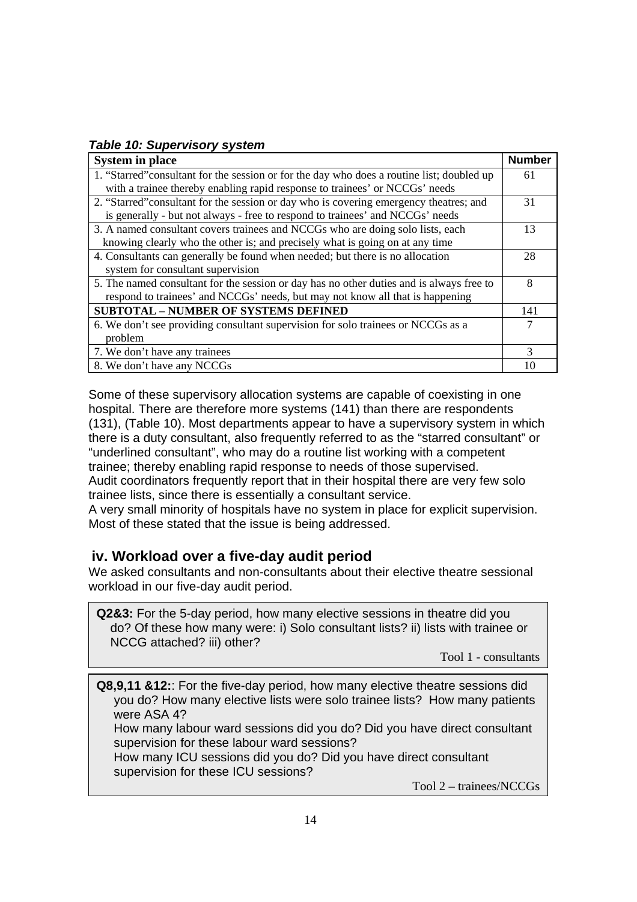***Table 10: Supervisory system***

| System in place | Number |
|---|---|
| 1. "Starred"consultant for the session or for the day who does a routine list; doubled up with a trainee thereby enabling rapid response to trainees' or NCCGs' needs | 61 |
| 2. "Starred"consultant for the session or day who is covering emergency theatres; and is generally - but not always - free to respond to trainees' and NCCGs' needs | 31 |
| 3. A named consultant covers trainees and NCCGs who are doing solo lists, each knowing clearly who the other is; and precisely what is going on at any time | 13 |
| 4. Consultants can generally be found when needed; but there is no allocation system for consultant supervision | 28 |
| 5. The named consultant for the session or day has no other duties and is always free to respond to trainees' and NCCGs' needs, but may not know all that is happening | 8 |
| **SUBTOTAL – NUMBER OF SYSTEMS DEFINED** | 141 |
| 6. We don't see providing consultant supervision for solo trainees or NCCGs as a problem | 7 |
| 7. We don't have any trainees | 3 |
| 8. We don't have any NCCGs | 10 |

Some of these supervisory allocation systems are capable of coexisting in one hospital. There are therefore more systems (141) than there are respondents (131), (Table 10). Most departments appear to have a supervisory system in which there is a duty consultant, also frequently referred to as the "starred consultant" or "underlined consultant", who may do a routine list working with a competent trainee; thereby enabling rapid response to needs of those supervised.
Audit coordinators frequently report that in their hospital there are very few solo trainee lists, since there is essentially a consultant service.
A very small minority of hospitals have no system in place for explicit supervision. Most of these stated that the issue is being addressed.

## iv. Workload over a five-day audit period

We asked consultants and non-consultants about their elective theatre sessional workload in our five-day audit period.

> **Q2&3:** For the 5-day period, how many elective sessions in theatre did you do? Of these how many were: i) Solo consultant lists? ii) lists with trainee or NCCG attached? iii) other?
>
> Tool 1 - consultants

> **Q8,9,11 &12:**: For the five-day period, how many elective theatre sessions did you do? How many elective lists were solo trainee lists? How many patients were ASA 4?
> How many labour ward sessions did you do? Did you have direct consultant supervision for these labour ward sessions?
> How many ICU sessions did you do? Did you have direct consultant supervision for these ICU sessions?
>
> Tool 2 – trainees/NCCGs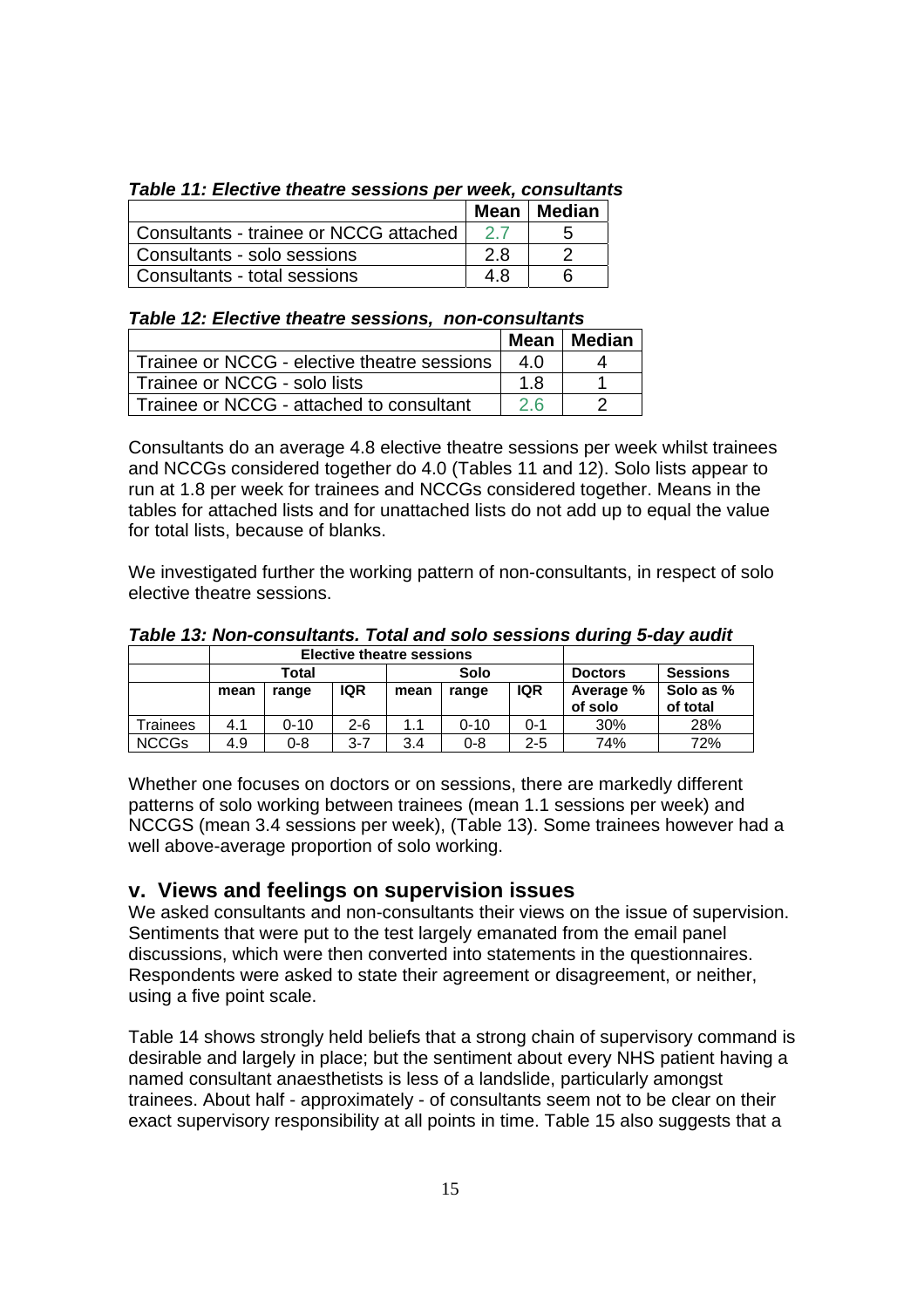***Table 11: Elective theatre sessions per week, consultants***

| | Mean | Median |
|---|---|---|
| Consultants - trainee or NCCG attached | 2.7 | 5 |
| Consultants - solo sessions | 2.8 | 2 |
| Consultants - total sessions | 4.8 | 6 |

***Table 12: Elective theatre sessions, non-consultants***

| | Mean | Median |
|---|---|---|
| Trainee or NCCG - elective theatre sessions | 4.0 | 4 |
| Trainee or NCCG - solo lists | 1.8 | 1 |
| Trainee or NCCG - attached to consultant | 2.6 | 2 |

Consultants do an average 4.8 elective theatre sessions per week whilst trainees and NCCGs considered together do 4.0 (Tables 11 and 12). Solo lists appear to run at 1.8 per week for trainees and NCCGs considered together. Means in the tables for attached lists and for unattached lists do not add up to equal the value for total lists, because of blanks.

We investigated further the working pattern of non-consultants, in respect of solo elective theatre sessions.

***Table 13: Non-consultants. Total and solo sessions during 5-day audit***

| | Elective theatre sessions | | | | | | | |
|---|---|---|---|---|---|---|---|---|
| | Total | | | Solo | | | Doctors | Sessions |
| | mean | range | IQR | mean | range | IQR | Average % of solo | Solo as % of total |
| Trainees | 4.1 | 0-10 | 2-6 | 1.1 | 0-10 | 0-1 | 30% | 28% |
| NCCGs | 4.9 | 0-8 | 3-7 | 3.4 | 0-8 | 2-5 | 74% | 72% |

Whether one focuses on doctors or on sessions, there are markedly different patterns of solo working between trainees (mean 1.1 sessions per week) and NCCGS (mean 3.4 sessions per week), (Table 13). Some trainees however had a well above-average proportion of solo working.

## v. Views and feelings on supervision issues

We asked consultants and non-consultants their views on the issue of supervision. Sentiments that were put to the test largely emanated from the email panel discussions, which were then converted into statements in the questionnaires. Respondents were asked to state their agreement or disagreement, or neither, using a five point scale.

Table 14 shows strongly held beliefs that a strong chain of supervisory command is desirable and largely in place; but the sentiment about every NHS patient having a named consultant anaesthetists is less of a landslide, particularly amongst trainees. About half - approximately - of consultants seem not to be clear on their exact supervisory responsibility at all points in time. Table 15 also suggests that a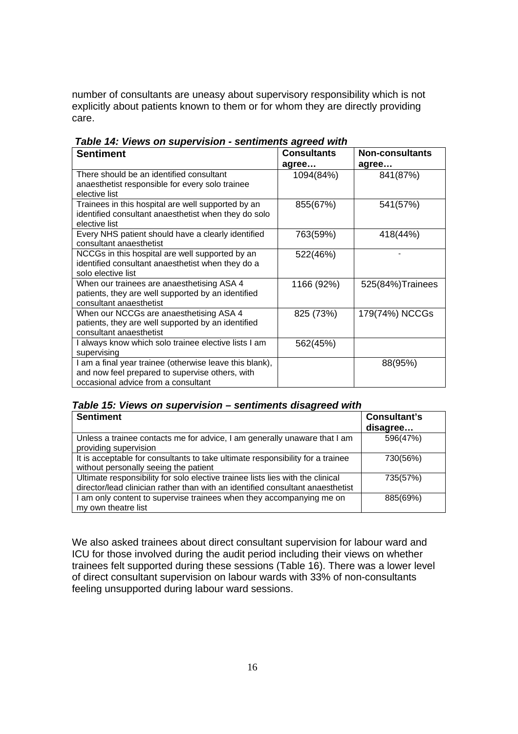number of consultants are uneasy about supervisory responsibility which is not explicitly about patients known to them or for whom they are directly providing care.

***Table 14: Views on supervision - sentiments agreed with***

| Sentiment | Consultants agree… | Non-consultants agree… |
|---|---|---|
| There should be an identified consultant anaesthetist responsible for every solo trainee elective list | 1094(84%) | 841(87%) |
| Trainees in this hospital are well supported by an identified consultant anaesthetist when they do solo elective list | 855(67%) | 541(57%) |
| Every NHS patient should have a clearly identified consultant anaesthetist | 763(59%) | 418(44%) |
| NCCGs in this hospital are well supported by an identified consultant anaesthetist when they do a solo elective list | 522(46%) | - |
| When our trainees are anaesthetising ASA 4 patients, they are well supported by an identified consultant anaesthetist | 1166 (92%) | 525(84%)Trainees |
| When our NCCGs are anaesthetising ASA 4 patients, they are well supported by an identified consultant anaesthetist | 825 (73%) | 179(74%) NCCGs |
| I always know which solo trainee elective lists I am supervising | 562(45%) | |
| I am a final year trainee (otherwise leave this blank), and now feel prepared to supervise others, with occasional advice from a consultant | | 88(95%) |

***Table 15: Views on supervision – sentiments disagreed with***

| Sentiment | Consultant's disagree… |
|---|---|
| Unless a trainee contacts me for advice, I am generally unaware that I am providing supervision | 596(47%) |
| It is acceptable for consultants to take ultimate responsibility for a trainee without personally seeing the patient | 730(56%) |
| Ultimate responsibility for solo elective trainee lists lies with the clinical director/lead clinician rather than with an identified consultant anaesthetist | 735(57%) |
| I am only content to supervise trainees when they accompanying me on my own theatre list | 885(69%) |

We also asked trainees about direct consultant supervision for labour ward and ICU for those involved during the audit period including their views on whether trainees felt supported during these sessions (Table 16). There was a lower level of direct consultant supervision on labour wards with 33% of non-consultants feeling unsupported during labour ward sessions.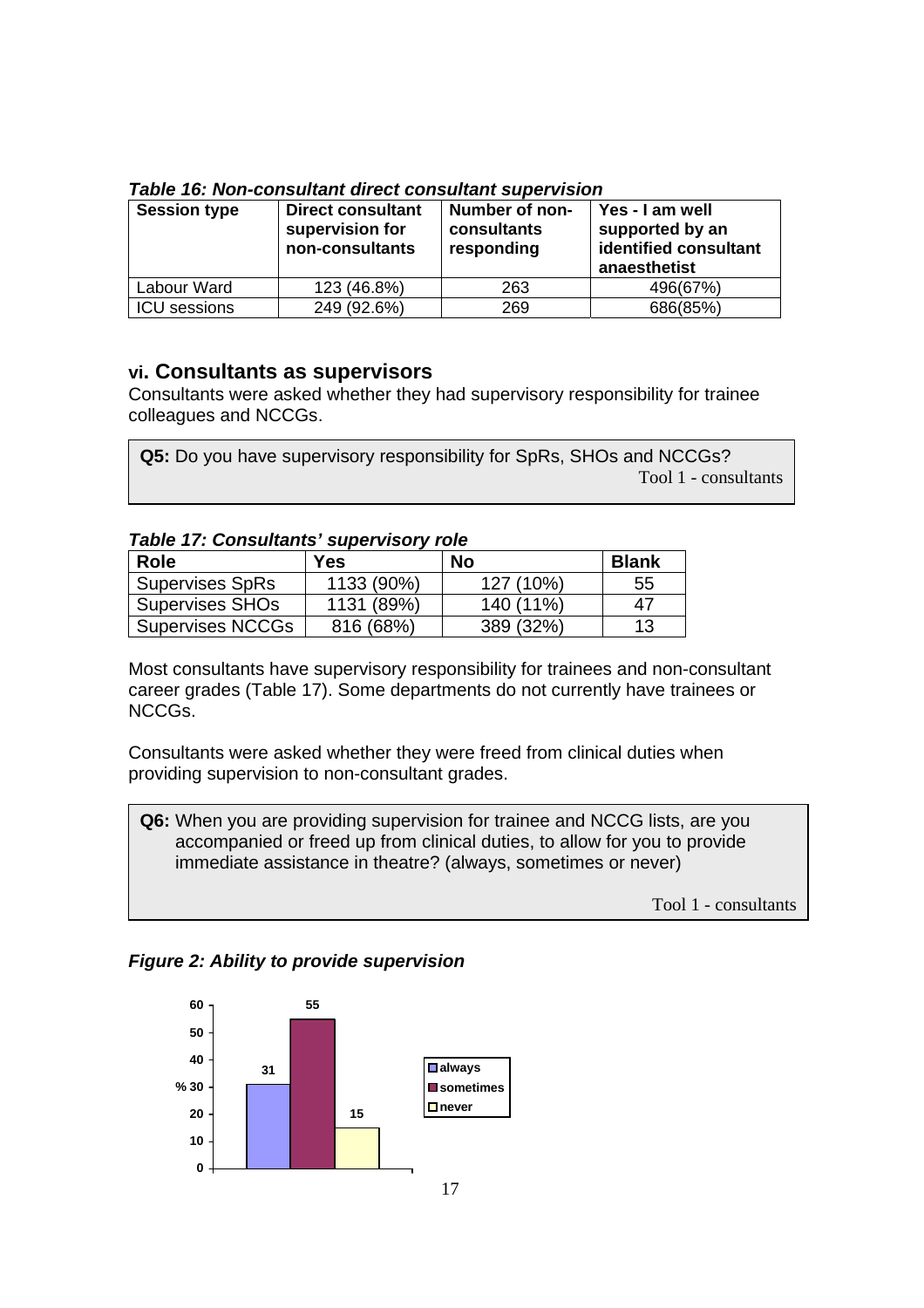*Table 16: Non-consultant direct consultant supervision*

| Session type | Direct consultant supervision for non-consultants | Number of non-consultants responding | Yes - I am well supported by an identified consultant anaesthetist |
|---|---|---|---|
| Labour Ward | 123 (46.8%) | 263 | 496(67%) |
| ICU sessions | 249 (92.6%) | 269 | 686(85%) |

## vi. Consultants as supervisors

Consultants were asked whether they had supervisory responsibility for trainee colleagues and NCCGs.

> **Q5:** Do you have supervisory responsibility for SpRs, SHOs and NCCGs?
>
> Tool 1 - consultants

*Table 17: Consultants' supervisory role*

| Role | Yes | No | Blank |
|---|---|---|---|
| Supervises SpRs | 1133 (90%) | 127 (10%) | 55 |
| Supervises SHOs | 1131 (89%) | 140 (11%) | 47 |
| Supervises NCCGs | 816 (68%) | 389 (32%) | 13 |

Most consultants have supervisory responsibility for trainees and non-consultant career grades (Table 17). Some departments do not currently have trainees or NCCGs.

Consultants were asked whether they were freed from clinical duties when providing supervision to non-consultant grades.

> **Q6:** When you are providing supervision for trainee and NCCG lists, are you accompanied or freed up from clinical duties, to allow for you to provide immediate assistance in theatre? (always, sometimes or never)
>
> Tool 1 - consultants

***Figure 2: Ability to provide supervision***

| | % |
|---|---|
| always | 31 |
| sometimes | 55 |
| never | 15 |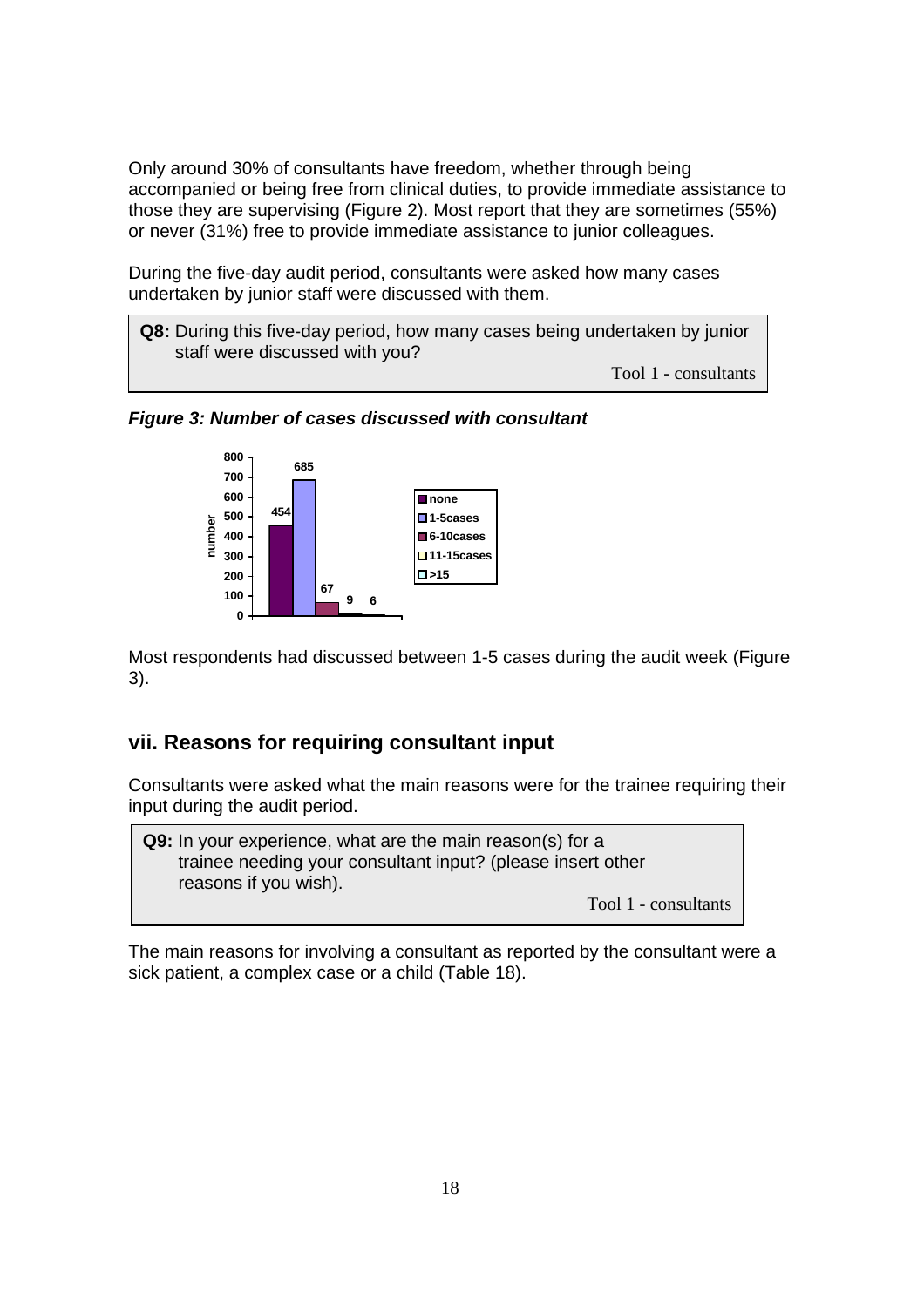Only around 30% of consultants have freedom, whether through being accompanied or being free from clinical duties, to provide immediate assistance to those they are supervising (Figure 2). Most report that they are sometimes (55%) or never (31%) free to provide immediate assistance to junior colleagues.

During the five-day audit period, consultants were asked how many cases undertaken by junior staff were discussed with them.

> **Q8:** During this five-day period, how many cases being undertaken by junior staff were discussed with you?
>
> Tool 1 - consultants

***Figure 3: Number of cases discussed with consultant***

| Cases discussed | number |
|---|---|
| none | 454 |
| 1-5cases | 685 |
| 6-10cases | 67 |
| 11-15cases | 9 |
| >15 | 6 |

Most respondents had discussed between 1-5 cases during the audit week (Figure 3).

## vii. Reasons for requiring consultant input

Consultants were asked what the main reasons were for the trainee requiring their input during the audit period.

> **Q9:** In your experience, what are the main reason(s) for a trainee needing your consultant input? (please insert other reasons if you wish).
>
> Tool 1 - consultants

The main reasons for involving a consultant as reported by the consultant were a sick patient, a complex case or a child (Table 18).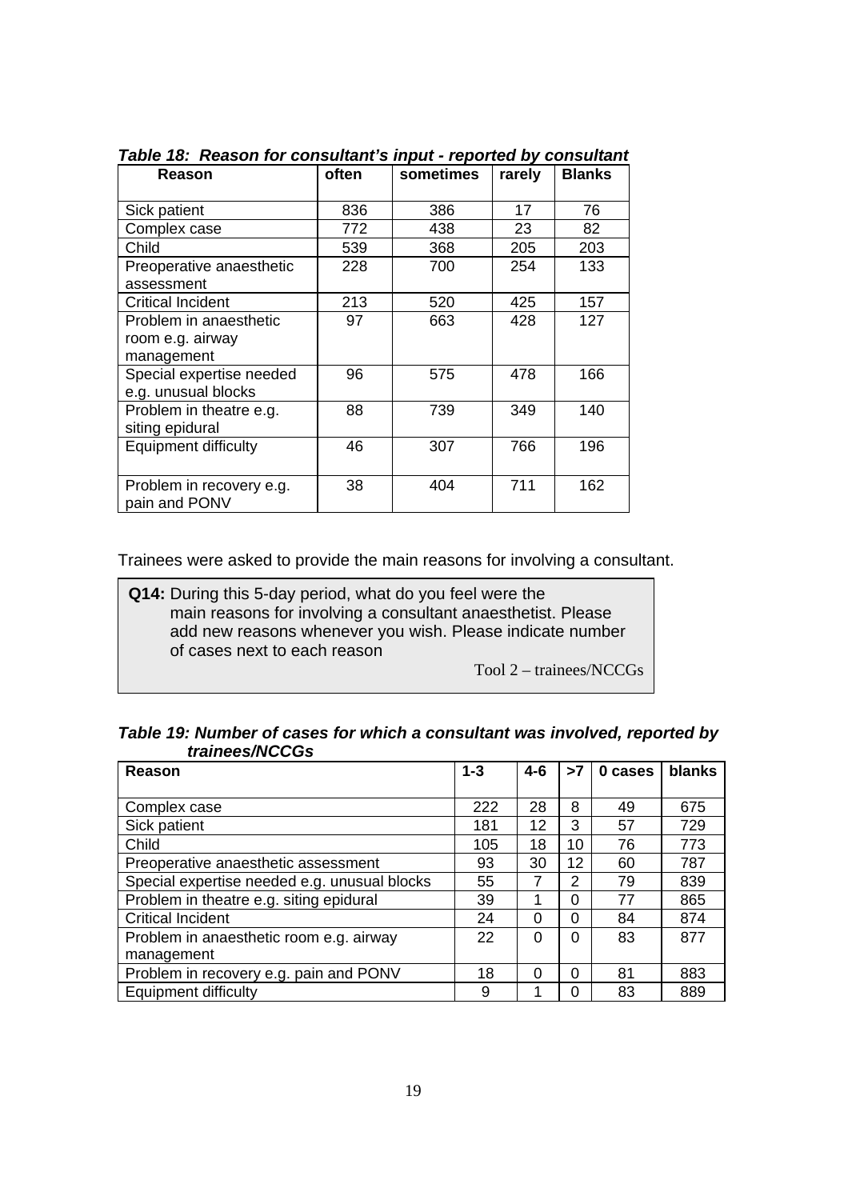***Table 18: Reason for consultant's input - reported by consultant***

| Reason | often | sometimes | rarely | Blanks |
|---|---|---|---|---|
| Sick patient | 836 | 386 | 17 | 76 |
| Complex case | 772 | 438 | 23 | 82 |
| Child | 539 | 368 | 205 | 203 |
| Preoperative anaesthetic assessment | 228 | 700 | 254 | 133 |
| Critical Incident | 213 | 520 | 425 | 157 |
| Problem in anaesthetic room e.g. airway management | 97 | 663 | 428 | 127 |
| Special expertise needed e.g. unusual blocks | 96 | 575 | 478 | 166 |
| Problem in theatre e.g. siting epidural | 88 | 739 | 349 | 140 |
| Equipment difficulty | 46 | 307 | 766 | 196 |
| Problem in recovery e.g. pain and PONV | 38 | 404 | 711 | 162 |

Trainees were asked to provide the main reasons for involving a consultant.

> **Q14:** During this 5-day period, what do you feel were the main reasons for involving a consultant anaesthetist. Please add new reasons whenever you wish. Please indicate number of cases next to each reason
>
> Tool 2 – trainees/NCCGs

***Table 19: Number of cases for which a consultant was involved, reported by trainees/NCCGs***

| Reason | 1-3 | 4-6 | >7 | 0 cases | blanks |
|---|---|---|---|---|---|
| Complex case | 222 | 28 | 8 | 49 | 675 |
| Sick patient | 181 | 12 | 3 | 57 | 729 |
| Child | 105 | 18 | 10 | 76 | 773 |
| Preoperative anaesthetic assessment | 93 | 30 | 12 | 60 | 787 |
| Special expertise needed e.g. unusual blocks | 55 | 7 | 2 | 79 | 839 |
| Problem in theatre e.g. siting epidural | 39 | 1 | 0 | 77 | 865 |
| Critical Incident | 24 | 0 | 0 | 84 | 874 |
| Problem in anaesthetic room e.g. airway management | 22 | 0 | 0 | 83 | 877 |
| Problem in recovery e.g. pain and PONV | 18 | 0 | 0 | 81 | 883 |
| Equipment difficulty | 9 | 1 | 0 | 83 | 889 |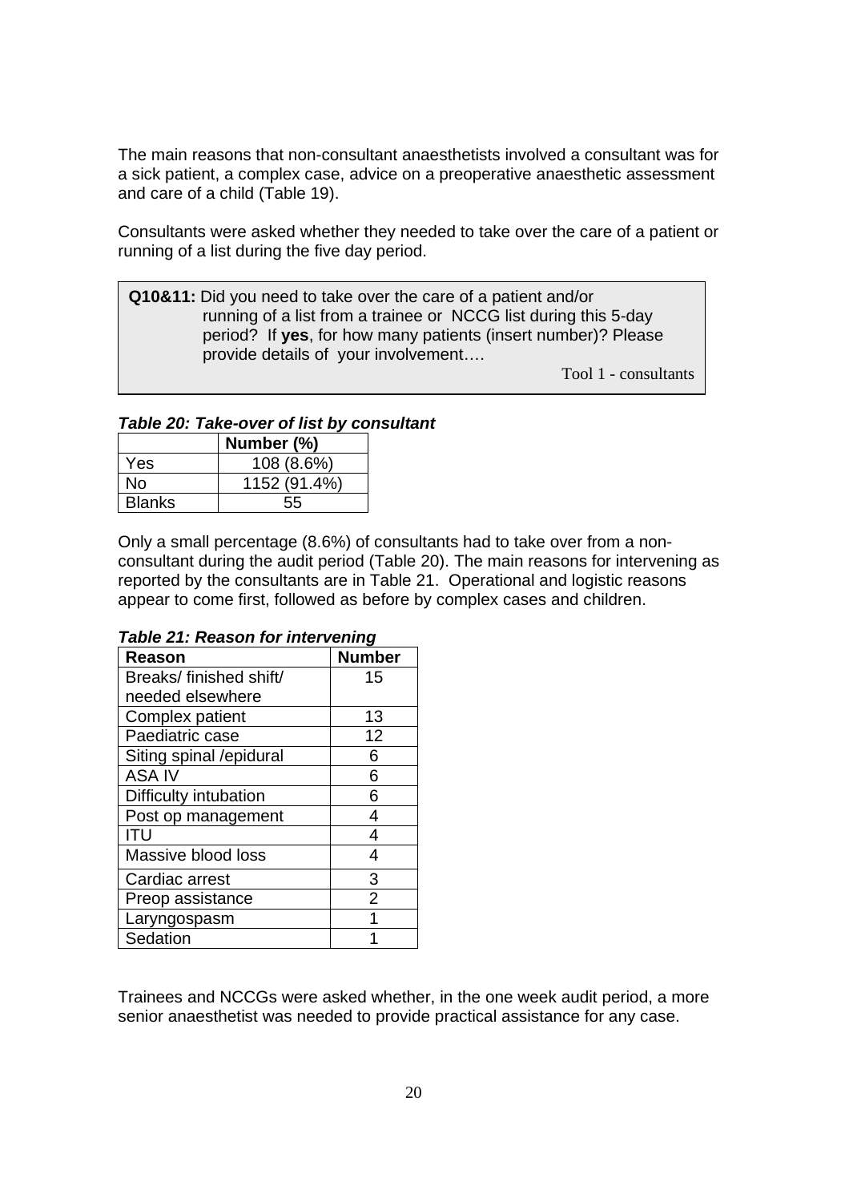The main reasons that non-consultant anaesthetists involved a consultant was for a sick patient, a complex case, advice on a preoperative anaesthetic assessment and care of a child (Table 19).

Consultants were asked whether they needed to take over the care of a patient or running of a list during the five day period.

> **Q10&11:** Did you need to take over the care of a patient and/or running of a list from a trainee or NCCG list during this 5-day period? If **yes**, for how many patients (insert number)? Please provide details of your involvement….
>
> Tool 1 - consultants

***Table 20: Take-over of list by consultant***

| | Number (%) |
|---|---|
| Yes | 108 (8.6%) |
| No | 1152 (91.4%) |
| Blanks | 55 |

Only a small percentage (8.6%) of consultants had to take over from a non-consultant during the audit period (Table 20). The main reasons for intervening as reported by the consultants are in Table 21. Operational and logistic reasons appear to come first, followed as before by complex cases and children.

***Table 21: Reason for intervening***

| Reason | Number |
|---|---|
| Breaks/ finished shift/ needed elsewhere | 15 |
| Complex patient | 13 |
| Paediatric case | 12 |
| Siting spinal /epidural | 6 |
| ASA IV | 6 |
| Difficulty intubation | 6 |
| Post op management | 4 |
| ITU | 4 |
| Massive blood loss | 4 |
| Cardiac arrest | 3 |
| Preop assistance | 2 |
| Laryngospasm | 1 |
| Sedation | 1 |

Trainees and NCCGs were asked whether, in the one week audit period, a more senior anaesthetist was needed to provide practical assistance for any case.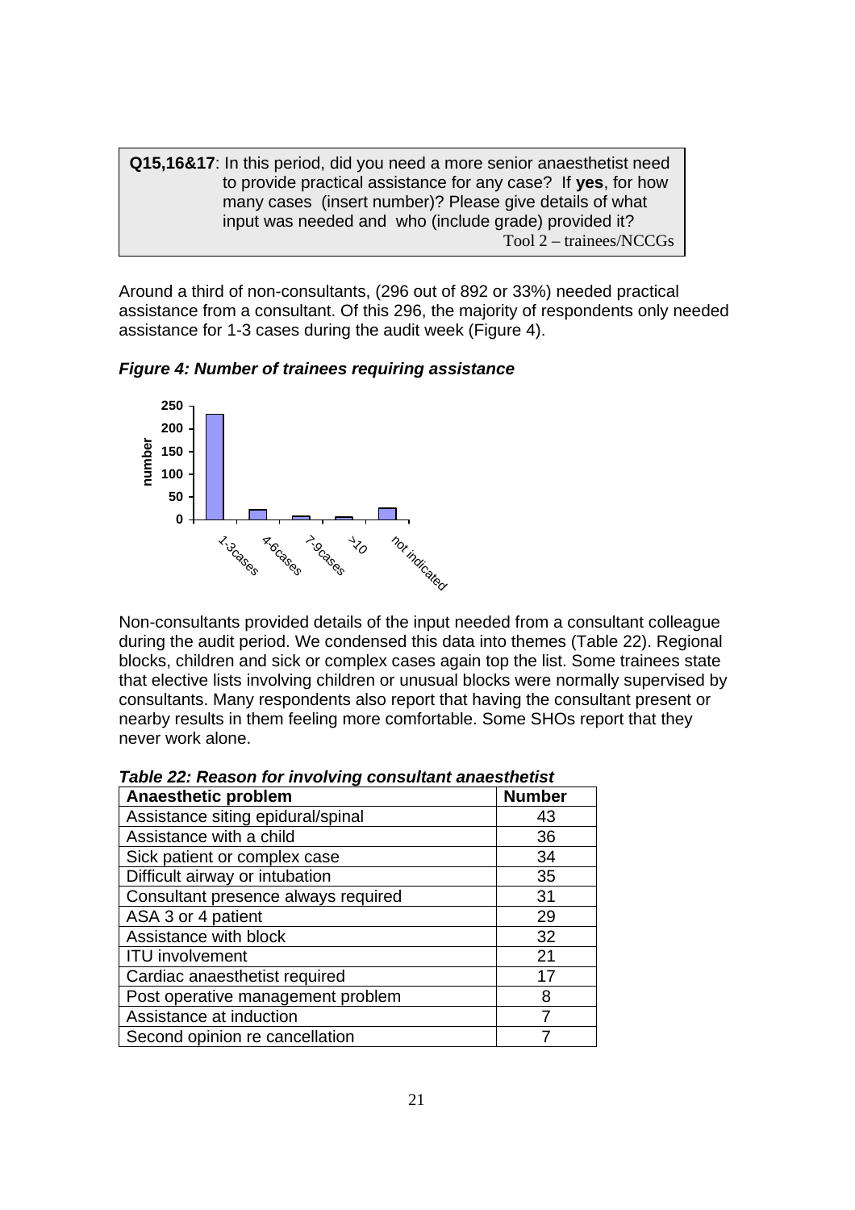**Q15,16&17**: In this period, did you need a more senior anaesthetist need to provide practical assistance for any case? If **yes**, for how many cases (insert number)? Please give details of what input was needed and who (include grade) provided it?

Tool 2 – trainees/NCCGs

Around a third of non-consultants, (296 out of 892 or 33%) needed practical assistance from a consultant. Of this 296, the majority of respondents only needed assistance for 1-3 cases during the audit week (Figure 4).

***Figure 4: Number of trainees requiring assistance***

Non-consultants provided details of the input needed from a consultant colleague during the audit period. We condensed this data into themes (Table 22). Regional blocks, children and sick or complex cases again top the list. Some trainees state that elective lists involving children or unusual blocks were normally supervised by consultants. Many respondents also report that having the consultant present or nearby results in them feeling more comfortable. Some SHOs report that they never work alone.

***Table 22: Reason for involving consultant anaesthetist***

| Anaesthetic problem | Number |
|---|---|
| Assistance siting epidural/spinal | 43 |
| Assistance with a child | 36 |
| Sick patient or complex case | 34 |
| Difficult airway or intubation | 35 |
| Consultant presence always required | 31 |
| ASA 3 or 4 patient | 29 |
| Assistance with block | 32 |
| ITU involvement | 21 |
| Cardiac anaesthetist required | 17 |
| Post operative management problem | 8 |
| Assistance at induction | 7 |
| Second opinion re cancellation | 7 |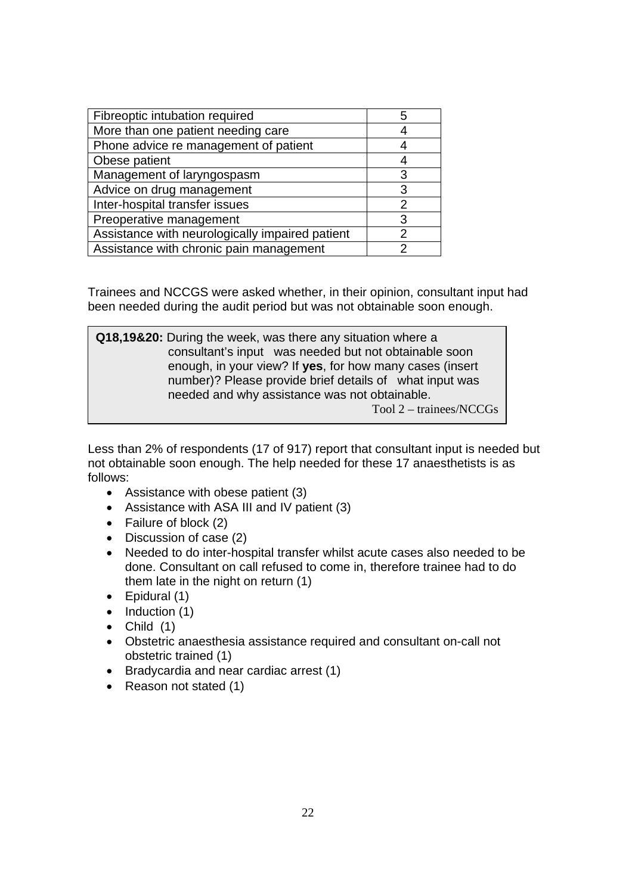| Fibreoptic intubation required | 5 |
|---|---|
| More than one patient needing care | 4 |
| Phone advice re management of patient | 4 |
| Obese patient | 4 |
| Management of laryngospasm | 3 |
| Advice on drug management | 3 |
| Inter-hospital transfer issues | 2 |
| Preoperative management | 3 |
| Assistance with neurologically impaired patient | 2 |
| Assistance with chronic pain management | 2 |

Trainees and NCCGS were asked whether, in their opinion, consultant input had been needed during the audit period but was not obtainable soon enough.

> **Q18,19&20:** During the week, was there any situation where a consultant's input was needed but not obtainable soon enough, in your view? If **yes**, for how many cases (insert number)? Please provide brief details of what input was needed and why assistance was not obtainable.
>
> Tool 2 – trainees/NCCGs

Less than 2% of respondents (17 of 917) report that consultant input is needed but not obtainable soon enough. The help needed for these 17 anaesthetists is as follows:

- Assistance with obese patient (3)
- Assistance with ASA III and IV patient (3)
- Failure of block (2)
- Discussion of case (2)
- Needed to do inter-hospital transfer whilst acute cases also needed to be done. Consultant on call refused to come in, therefore trainee had to do them late in the night on return (1)
- Epidural (1)
- Induction (1)
- Child (1)
- Obstetric anaesthesia assistance required and consultant on-call not obstetric trained (1)
- Bradycardia and near cardiac arrest (1)
- Reason not stated (1)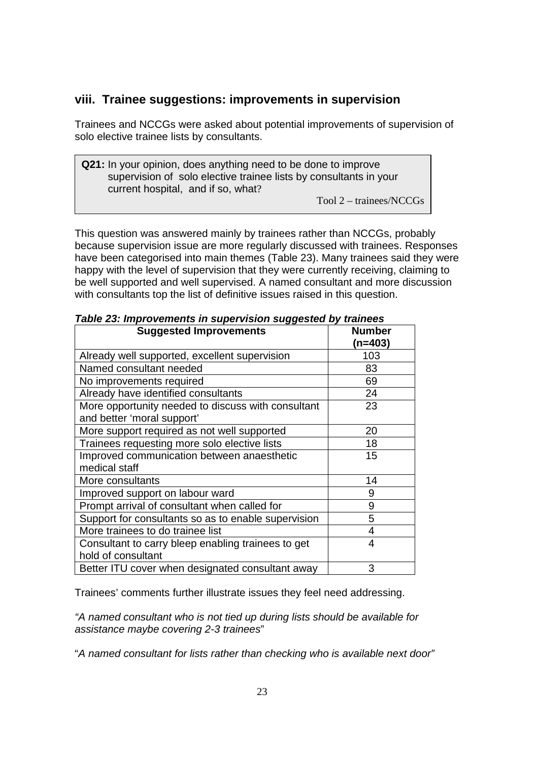## viii. Trainee suggestions: improvements in supervision

Trainees and NCCGs were asked about potential improvements of supervision of solo elective trainee lists by consultants.

> **Q21:** In your opinion, does anything need to be done to improve supervision of solo elective trainee lists by consultants in your current hospital, and if so, what?
>
> Tool 2 – trainees/NCCGs

This question was answered mainly by trainees rather than NCCGs, probably because supervision issue are more regularly discussed with trainees. Responses have been categorised into main themes (Table 23). Many trainees said they were happy with the level of supervision that they were currently receiving, claiming to be well supported and well supervised. A named consultant and more discussion with consultants top the list of definitive issues raised in this question.

***Table 23: Improvements in supervision suggested by trainees***

| Suggested Improvements | Number (n=403) |
|---|---|
| Already well supported, excellent supervision | 103 |
| Named consultant needed | 83 |
| No improvements required | 69 |
| Already have identified consultants | 24 |
| More opportunity needed to discuss with consultant and better 'moral support' | 23 |
| More support required as not well supported | 20 |
| Trainees requesting more solo elective lists | 18 |
| Improved communication between anaesthetic medical staff | 15 |
| More consultants | 14 |
| Improved support on labour ward | 9 |
| Prompt arrival of consultant when called for | 9 |
| Support for consultants so as to enable supervision | 5 |
| More trainees to do trainee list | 4 |
| Consultant to carry bleep enabling trainees to get hold of consultant | 4 |
| Better ITU cover when designated consultant away | 3 |

Trainees' comments further illustrate issues they feel need addressing.

*"A named consultant who is not tied up during lists should be available for assistance maybe covering 2-3 trainees"*

*"A named consultant for lists rather than checking who is available next door"*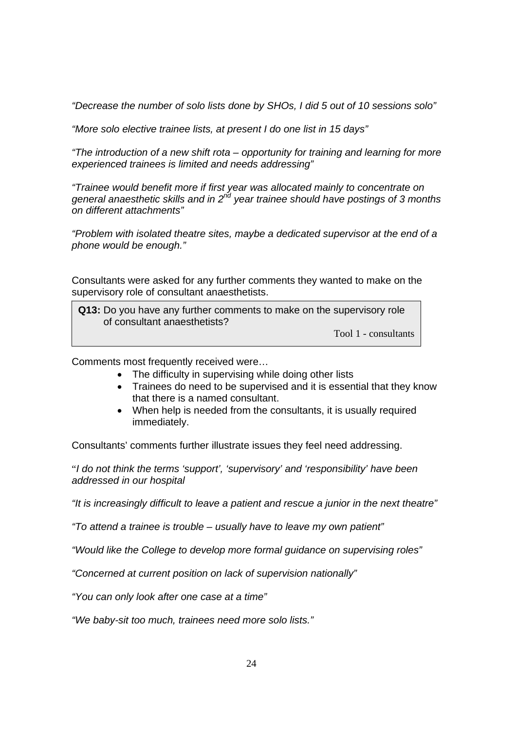*"Decrease the number of solo lists done by SHOs, I did 5 out of 10 sessions solo"*

*"More solo elective trainee lists, at present I do one list in 15 days"*

*"The introduction of a new shift rota – opportunity for training and learning for more experienced trainees is limited and needs addressing"*

*"Trainee would benefit more if first year was allocated mainly to concentrate on general anaesthetic skills and in 2nd year trainee should have postings of 3 months on different attachments"*

*"Problem with isolated theatre sites, maybe a dedicated supervisor at the end of a phone would be enough."*

Consultants were asked for any further comments they wanted to make on the supervisory role of consultant anaesthetists.

> **Q13:** Do you have any further comments to make on the supervisory role of consultant anaesthetists?
>
> Tool 1 - consultants

Comments most frequently received were…

- The difficulty in supervising while doing other lists
- Trainees do need to be supervised and it is essential that they know that there is a named consultant.
- When help is needed from the consultants, it is usually required immediately.

Consultants' comments further illustrate issues they feel need addressing.

"*I do not think the terms 'support', 'supervisory' and 'responsibility' have been addressed in our hospital*

*"It is increasingly difficult to leave a patient and rescue a junior in the next theatre"*

*"To attend a trainee is trouble – usually have to leave my own patient"*

*"Would like the College to develop more formal guidance on supervising roles"*

*"Concerned at current position on lack of supervision nationally"*

*"You can only look after one case at a time"*

*"We baby-sit too much, trainees need more solo lists."*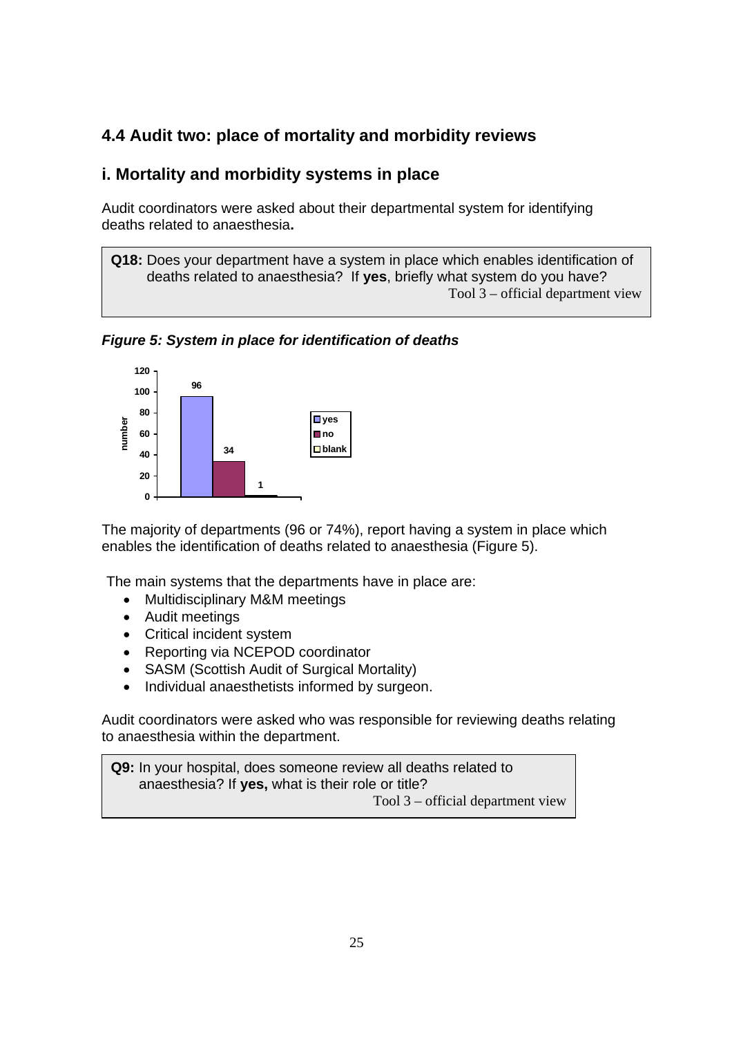## 4.4 Audit two: place of mortality and morbidity reviews

## i. Mortality and morbidity systems in place

Audit coordinators were asked about their departmental system for identifying deaths related to anaesthesia**.**

> **Q18:** Does your department have a system in place which enables identification of deaths related to anaesthesia? If **yes**, briefly what system do you have?
> Tool 3 – official department view

***Figure 5: System in place for identification of deaths***

| | number |
|---|---|
| yes | 96 |
| no | 34 |
| blank | 1 |

The majority of departments (96 or 74%), report having a system in place which enables the identification of deaths related to anaesthesia (Figure 5).

The main systems that the departments have in place are:

- Multidisciplinary M&M meetings
- Audit meetings
- Critical incident system
- Reporting via NCEPOD coordinator
- SASM (Scottish Audit of Surgical Mortality)
- Individual anaesthetists informed by surgeon.

Audit coordinators were asked who was responsible for reviewing deaths relating to anaesthesia within the department.

> **Q9:** In your hospital, does someone review all deaths related to anaesthesia? If **yes,** what is their role or title?
> Tool 3 – official department view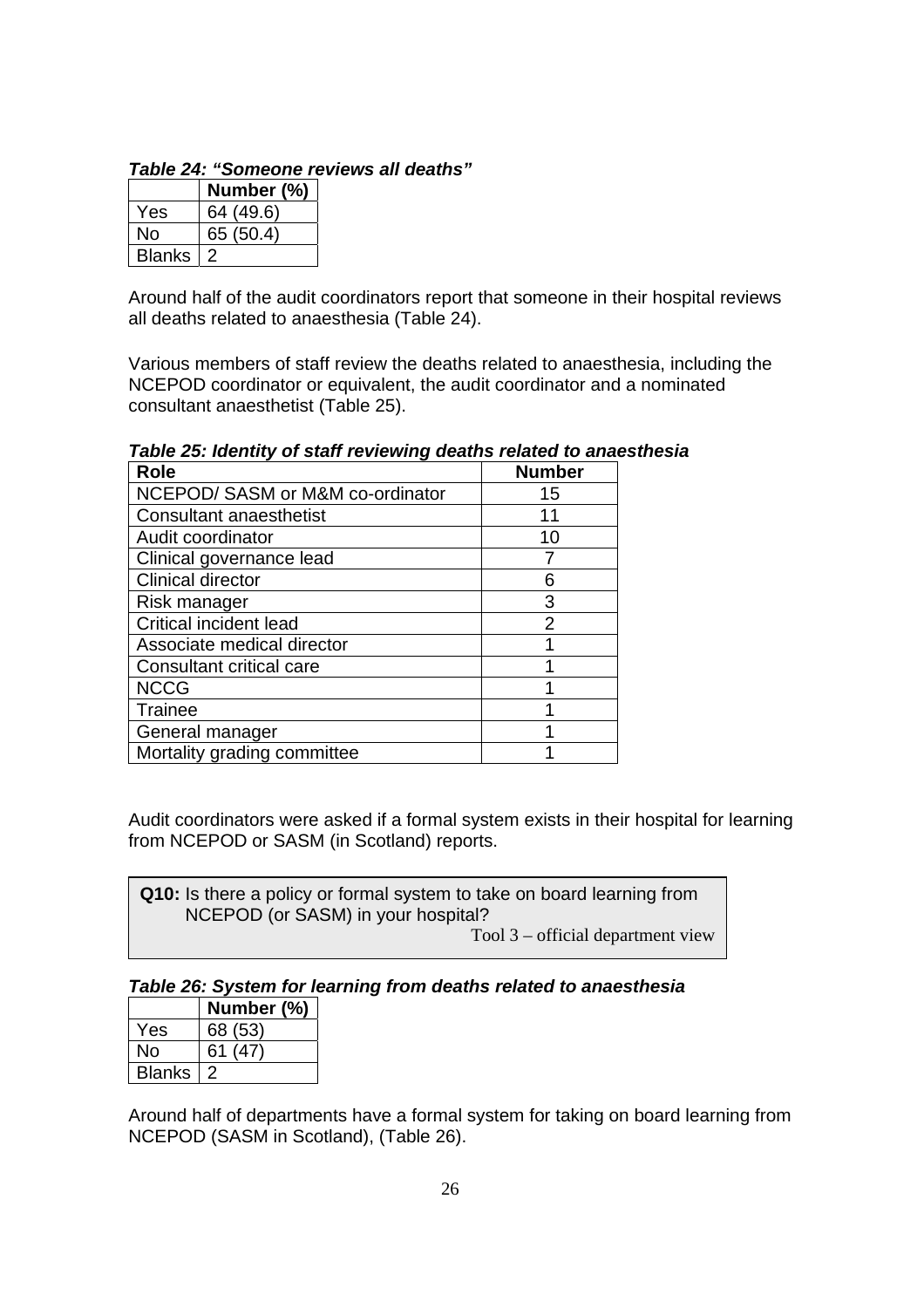***Table 24: "Someone reviews all deaths"***

| | Number (%) |
|---|---|
| Yes | 64 (49.6) |
| No | 65 (50.4) |
| Blanks | 2 |

Around half of the audit coordinators report that someone in their hospital reviews all deaths related to anaesthesia (Table 24).

Various members of staff review the deaths related to anaesthesia, including the NCEPOD coordinator or equivalent, the audit coordinator and a nominated consultant anaesthetist (Table 25).

***Table 25: Identity of staff reviewing deaths related to anaesthesia***

| Role | Number |
|---|---|
| NCEPOD/ SASM or M&M co-ordinator | 15 |
| Consultant anaesthetist | 11 |
| Audit coordinator | 10 |
| Clinical governance lead | 7 |
| Clinical director | 6 |
| Risk manager | 3 |
| Critical incident lead | 2 |
| Associate medical director | 1 |
| Consultant critical care | 1 |
| NCCG | 1 |
| Trainee | 1 |
| General manager | 1 |
| Mortality grading committee | 1 |

Audit coordinators were asked if a formal system exists in their hospital for learning from NCEPOD or SASM (in Scotland) reports.

> **Q10:** Is there a policy or formal system to take on board learning from NCEPOD (or SASM) in your hospital?
>
> Tool 3 – official department view

***Table 26: System for learning from deaths related to anaesthesia***

| | Number (%) |
|---|---|
| Yes | 68 (53) |
| No | 61 (47) |
| Blanks | 2 |

Around half of departments have a formal system for taking on board learning from NCEPOD (SASM in Scotland), (Table 26).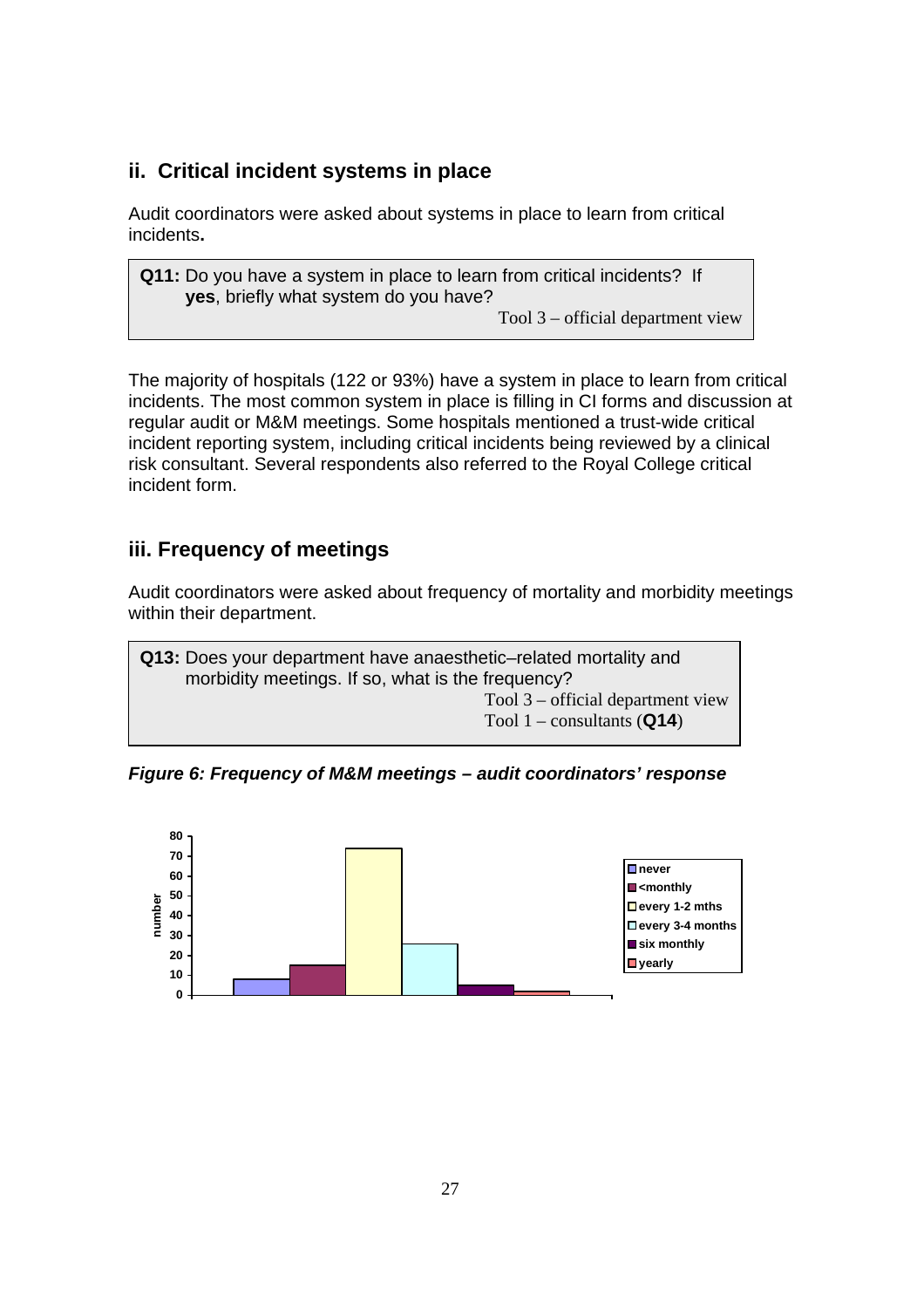## ii. Critical incident systems in place

Audit coordinators were asked about systems in place to learn from critical incidents**.**

> **Q11:** Do you have a system in place to learn from critical incidents? If **yes**, briefly what system do you have?
>
> Tool 3 – official department view

The majority of hospitals (122 or 93%) have a system in place to learn from critical incidents. The most common system in place is filling in CI forms and discussion at regular audit or M&M meetings. Some hospitals mentioned a trust-wide critical incident reporting system, including critical incidents being reviewed by a clinical risk consultant. Several respondents also referred to the Royal College critical incident form.

## iii. Frequency of meetings

Audit coordinators were asked about frequency of mortality and morbidity meetings within their department.

> **Q13:** Does your department have anaesthetic–related mortality and morbidity meetings. If so, what is the frequency?
>
> Tool 3 – official department view
> Tool 1 – consultants (**Q14**)

***Figure 6: Frequency of M&M meetings – audit coordinators' response***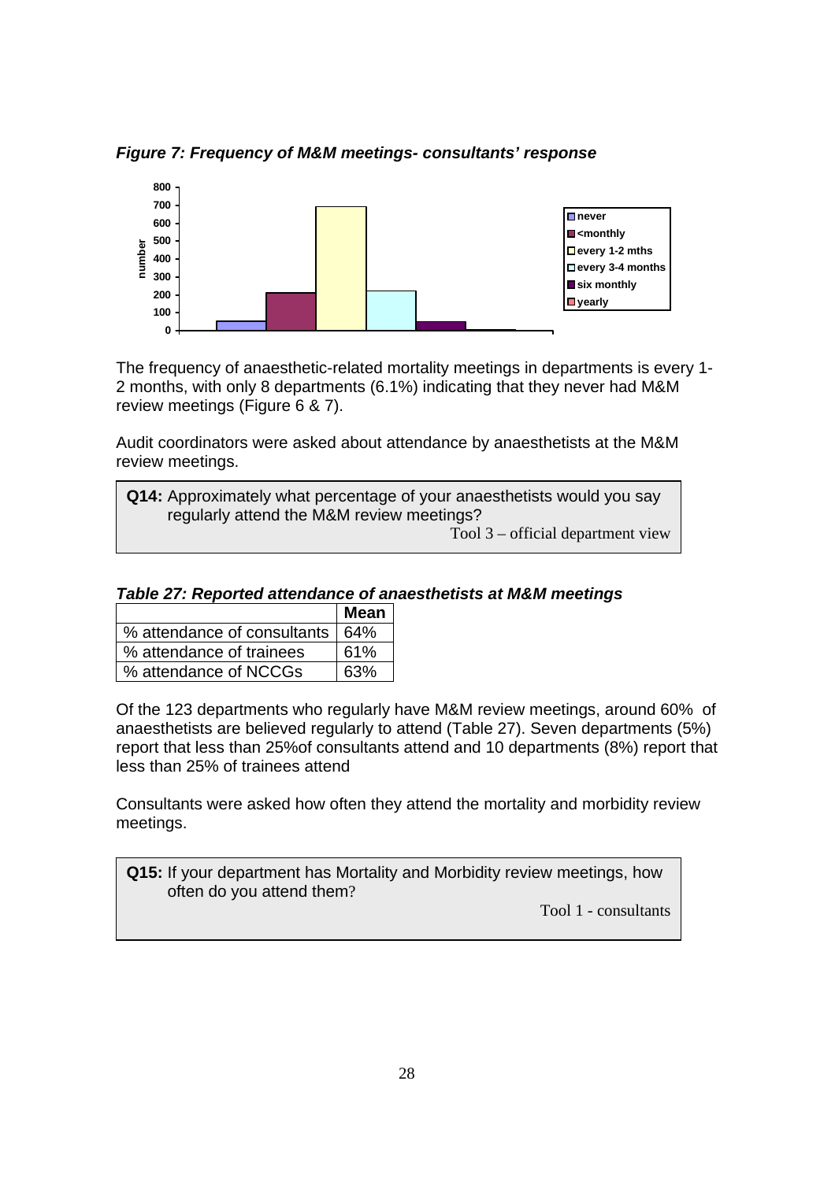***Figure 7: Frequency of M&M meetings- consultants' response***

The frequency of anaesthetic-related mortality meetings in departments is every 1-2 months, with only 8 departments (6.1%) indicating that they never had M&M review meetings (Figure 6 & 7).

Audit coordinators were asked about attendance by anaesthetists at the M&M review meetings.

> **Q14:** Approximately what percentage of your anaesthetists would you say regularly attend the M&M review meetings?
>
> Tool 3 – official department view

***Table 27: Reported attendance of anaesthetists at M&M meetings***

| | **Mean** |
|---|---|
| % attendance of consultants | 64% |
| % attendance of trainees | 61% |
| % attendance of NCCGs | 63% |

Of the 123 departments who regularly have M&M review meetings, around 60% of anaesthetists are believed regularly to attend (Table 27). Seven departments (5%) report that less than 25%of consultants attend and 10 departments (8%) report that less than 25% of trainees attend

Consultants were asked how often they attend the mortality and morbidity review meetings.

> **Q15:** If your department has Mortality and Morbidity review meetings, how often do you attend them?
>
> Tool 1 - consultants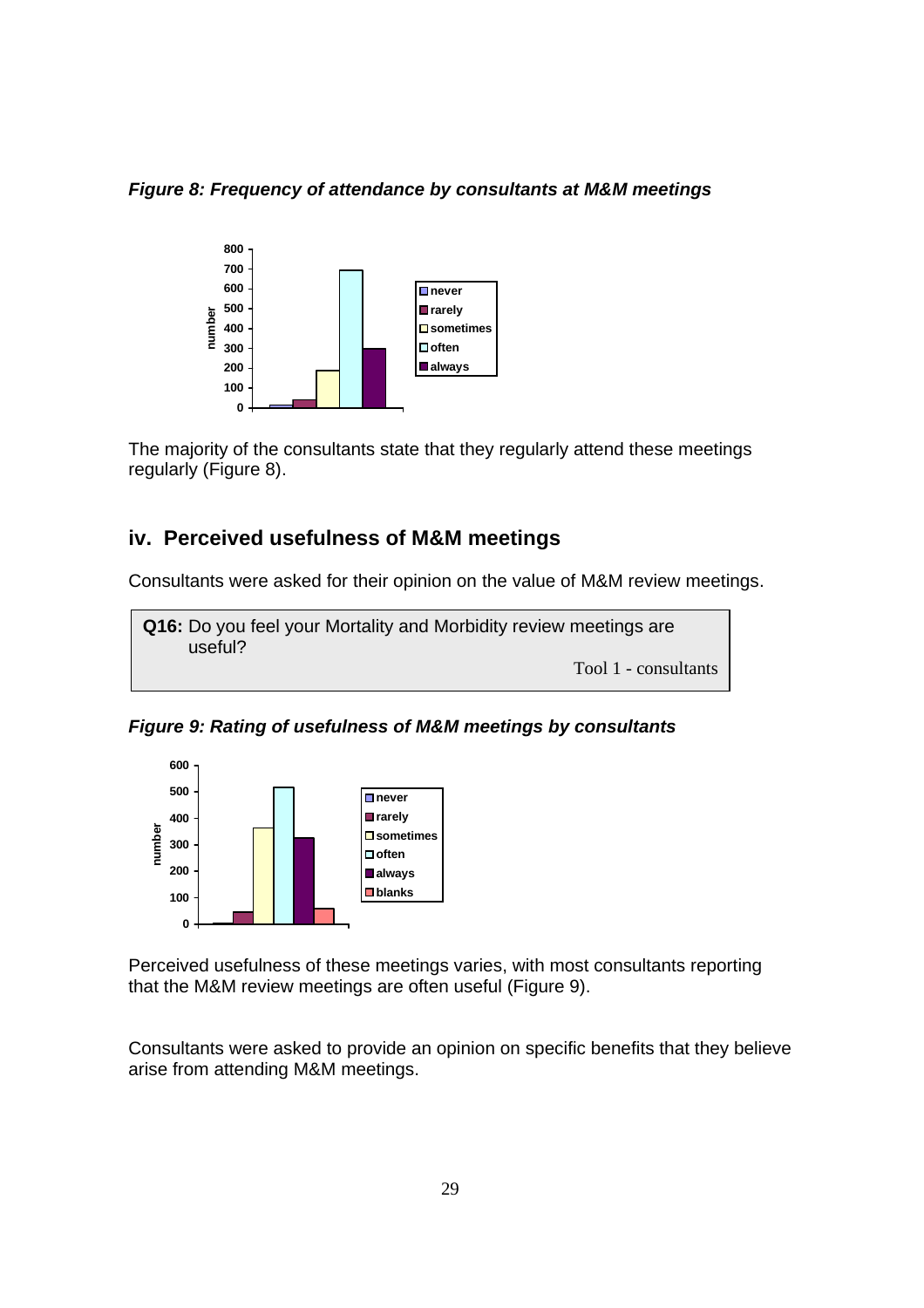***Figure 8: Frequency of attendance by consultants at M&M meetings***

The majority of the consultants state that they regularly attend these meetings regularly (Figure 8).

## iv. Perceived usefulness of M&M meetings

Consultants were asked for their opinion on the value of M&M review meetings.

> **Q16:** Do you feel your Mortality and Morbidity review meetings are useful?
>
> Tool 1 - consultants

***Figure 9: Rating of usefulness of M&M meetings by consultants***

Perceived usefulness of these meetings varies, with most consultants reporting that the M&M review meetings are often useful (Figure 9).

Consultants were asked to provide an opinion on specific benefits that they believe arise from attending M&M meetings.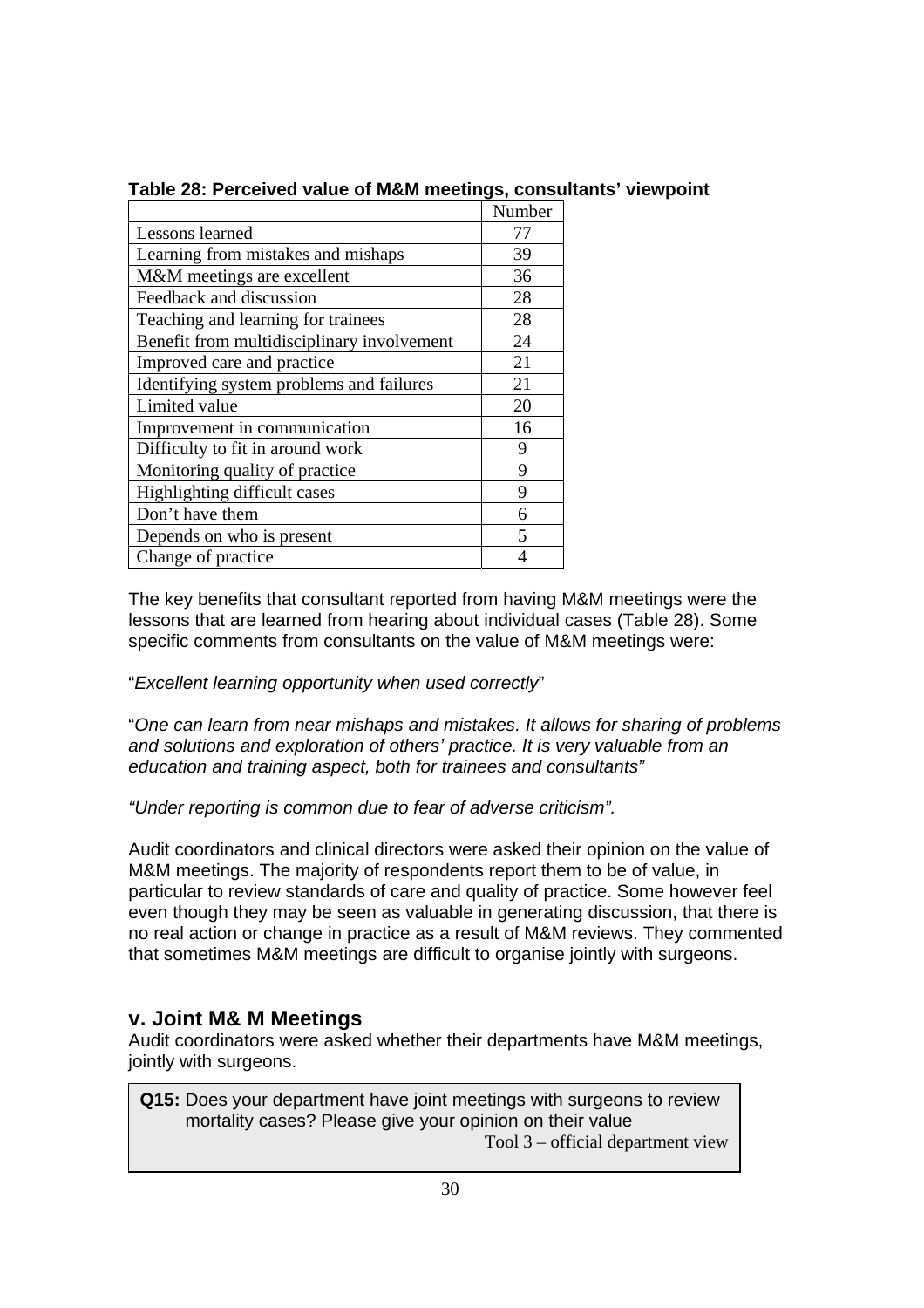**Table 28: Perceived value of M&M meetings, consultants' viewpoint**

| | Number |
|---|---|
| Lessons learned | 77 |
| Learning from mistakes and mishaps | 39 |
| M&M meetings are excellent | 36 |
| Feedback and discussion | 28 |
| Teaching and learning for trainees | 28 |
| Benefit from multidisciplinary involvement | 24 |
| Improved care and practice | 21 |
| Identifying system problems and failures | 21 |
| Limited value | 20 |
| Improvement in communication | 16 |
| Difficulty to fit in around work | 9 |
| Monitoring quality of practice | 9 |
| Highlighting difficult cases | 9 |
| Don't have them | 6 |
| Depends on who is present | 5 |
| Change of practice | 4 |

The key benefits that consultant reported from having M&M meetings were the lessons that are learned from hearing about individual cases (Table 28). Some specific comments from consultants on the value of M&M meetings were:

"*Excellent learning opportunity when used correctly*"

"*One can learn from near mishaps and mistakes. It allows for sharing of problems and solutions and exploration of others' practice. It is very valuable from an education and training aspect, both for trainees and consultants"*

*"Under reporting is common due to fear of adverse criticism".*

Audit coordinators and clinical directors were asked their opinion on the value of M&M meetings. The majority of respondents report them to be of value, in particular to review standards of care and quality of practice. Some however feel even though they may be seen as valuable in generating discussion, that there is no real action or change in practice as a result of M&M reviews. They commented that sometimes M&M meetings are difficult to organise jointly with surgeons.

## v. Joint M& M Meetings

Audit coordinators were asked whether their departments have M&M meetings, jointly with surgeons.

> **Q15:** Does your department have joint meetings with surgeons to review mortality cases? Please give your opinion on their value
>
> Tool 3 – official department view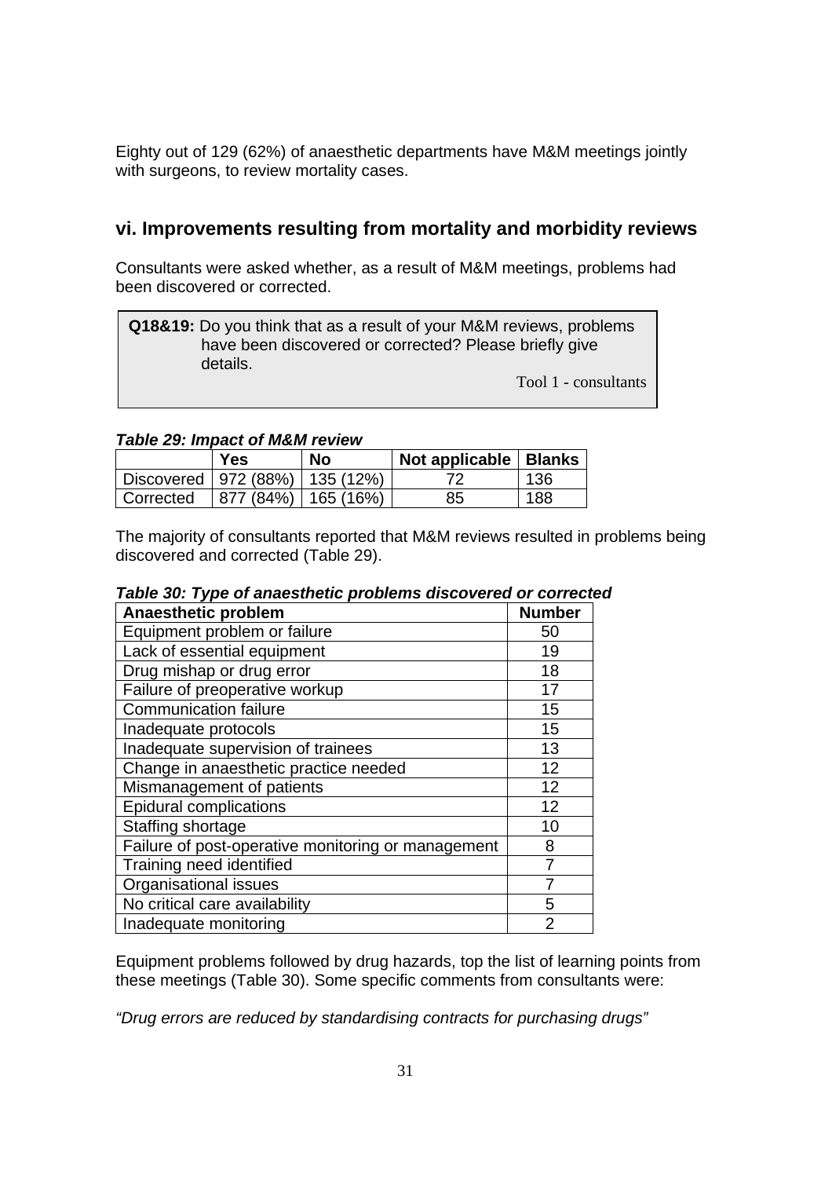Eighty out of 129 (62%) of anaesthetic departments have M&M meetings jointly with surgeons, to review mortality cases.

## vi. Improvements resulting from mortality and morbidity reviews

Consultants were asked whether, as a result of M&M meetings, problems had been discovered or corrected.

> **Q18&19:** Do you think that as a result of your M&M reviews, problems have been discovered or corrected? Please briefly give details.
>
> Tool 1 - consultants

***Table 29: Impact of M&M review***

| | Yes | No | Not applicable | Blanks |
|---|---|---|---|---|
| Discovered | 972 (88%) | 135 (12%) | 72 | 136 |
| Corrected | 877 (84%) | 165 (16%) | 85 | 188 |

The majority of consultants reported that M&M reviews resulted in problems being discovered and corrected (Table 29).

***Table 30: Type of anaesthetic problems discovered or corrected***

| Anaesthetic problem | Number |
|---|---|
| Equipment problem or failure | 50 |
| Lack of essential equipment | 19 |
| Drug mishap or drug error | 18 |
| Failure of preoperative workup | 17 |
| Communication failure | 15 |
| Inadequate protocols | 15 |
| Inadequate supervision of trainees | 13 |
| Change in anaesthetic practice needed | 12 |
| Mismanagement of patients | 12 |
| Epidural complications | 12 |
| Staffing shortage | 10 |
| Failure of post-operative monitoring or management | 8 |
| Training need identified | 7 |
| Organisational issues | 7 |
| No critical care availability | 5 |
| Inadequate monitoring | 2 |

Equipment problems followed by drug hazards, top the list of learning points from these meetings (Table 30). Some specific comments from consultants were:

*"Drug errors are reduced by standardising contracts for purchasing drugs"*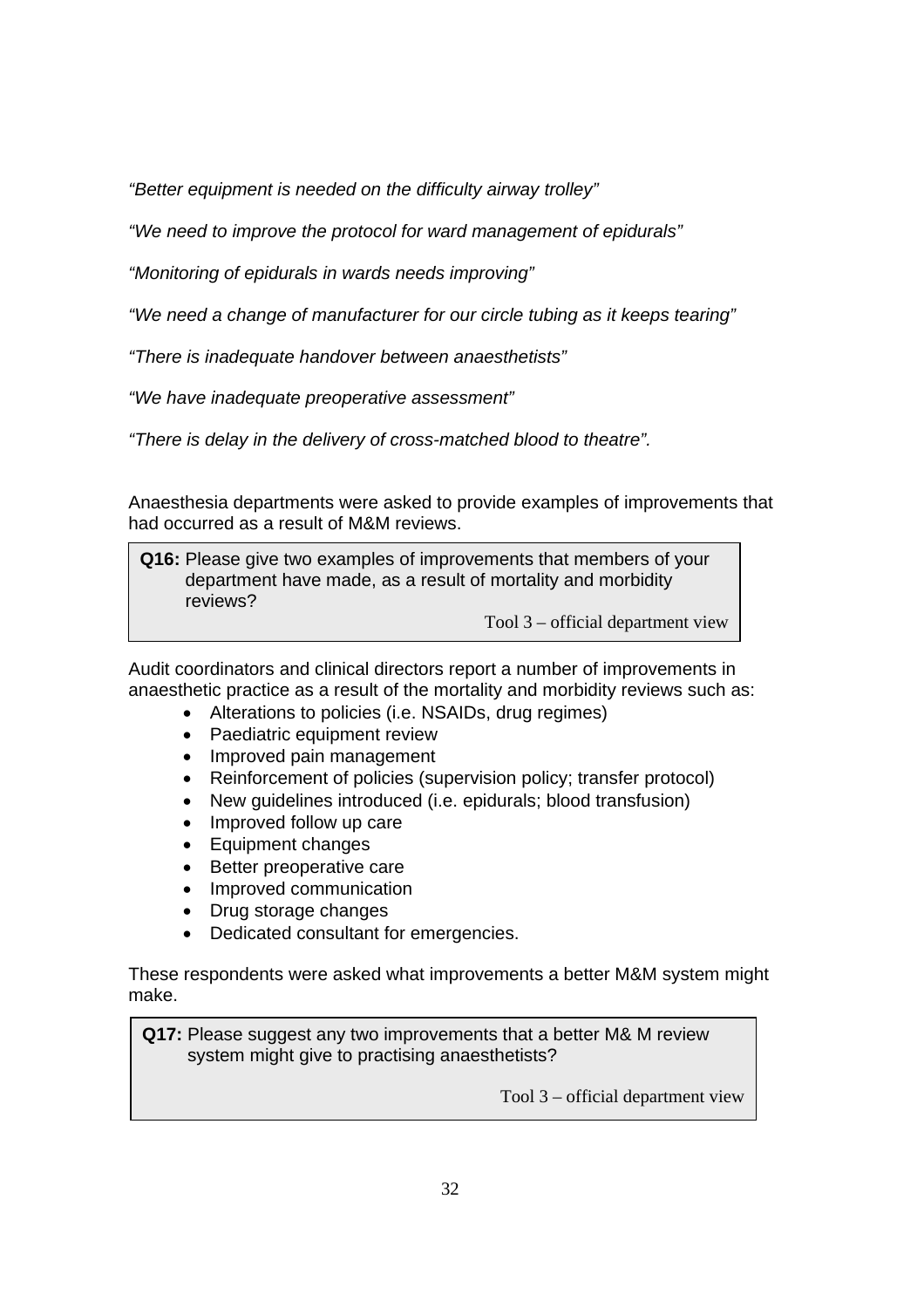*"Better equipment is needed on the difficulty airway trolley"*

*"We need to improve the protocol for ward management of epidurals"*

*"Monitoring of epidurals in wards needs improving"*

*"We need a change of manufacturer for our circle tubing as it keeps tearing"*

*"There is inadequate handover between anaesthetists"*

*"We have inadequate preoperative assessment"*

*"There is delay in the delivery of cross-matched blood to theatre".*

Anaesthesia departments were asked to provide examples of improvements that had occurred as a result of M&M reviews.

> **Q16:** Please give two examples of improvements that members of your department have made, as a result of mortality and morbidity reviews?
>
> Tool 3 – official department view

Audit coordinators and clinical directors report a number of improvements in anaesthetic practice as a result of the mortality and morbidity reviews such as:

- Alterations to policies (i.e. NSAIDs, drug regimes)
- Paediatric equipment review
- Improved pain management
- Reinforcement of policies (supervision policy; transfer protocol)
- New guidelines introduced (i.e. epidurals; blood transfusion)
- Improved follow up care
- Equipment changes
- Better preoperative care
- Improved communication
- Drug storage changes
- Dedicated consultant for emergencies.

These respondents were asked what improvements a better M&M system might make.

> **Q17:** Please suggest any two improvements that a better M& M review system might give to practising anaesthetists?
>
> Tool 3 – official department view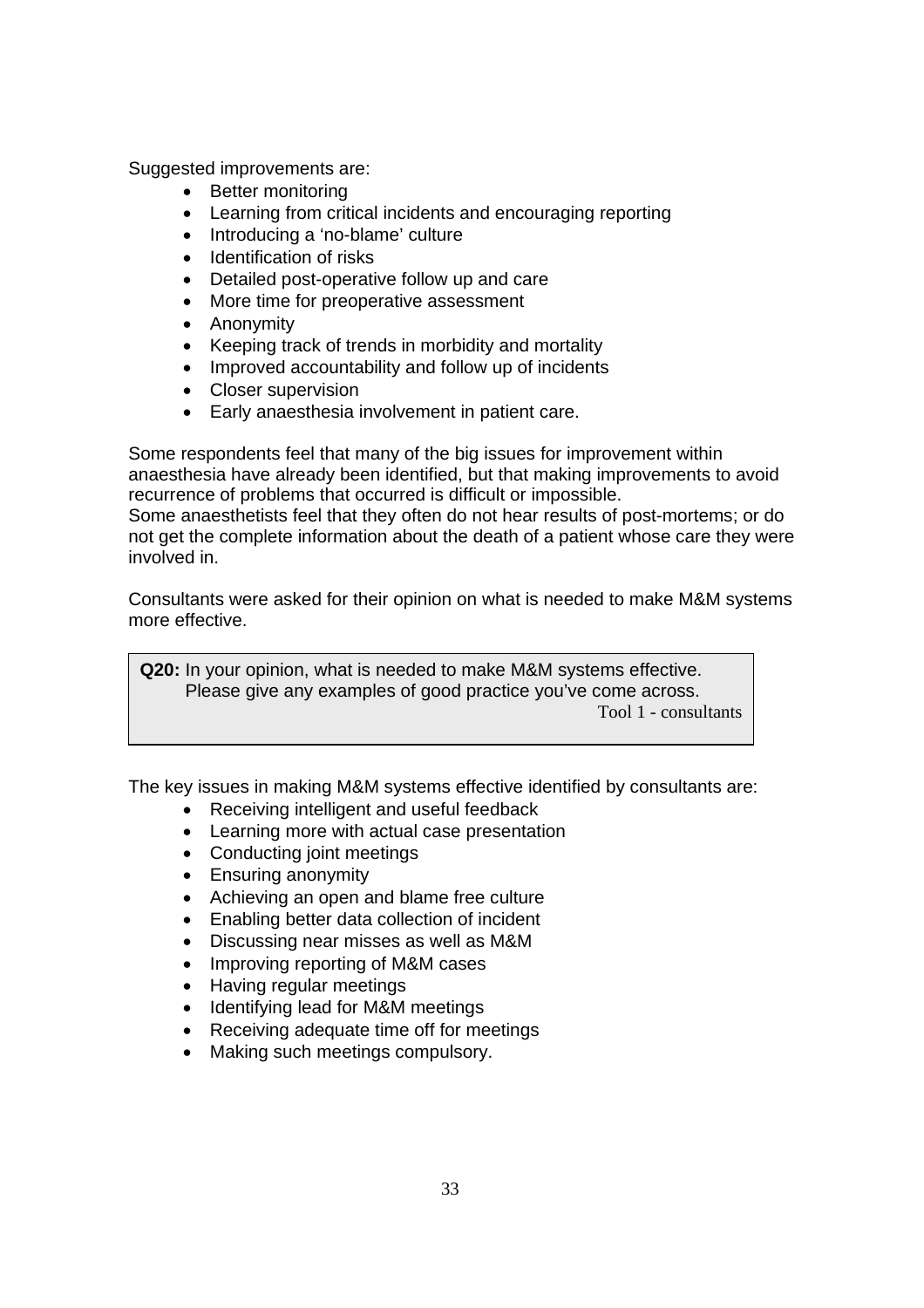Suggested improvements are:

- Better monitoring
- Learning from critical incidents and encouraging reporting
- Introducing a 'no-blame' culture
- Identification of risks
- Detailed post-operative follow up and care
- More time for preoperative assessment
- Anonymity
- Keeping track of trends in morbidity and mortality
- Improved accountability and follow up of incidents
- Closer supervision
- Early anaesthesia involvement in patient care.

Some respondents feel that many of the big issues for improvement within anaesthesia have already been identified, but that making improvements to avoid recurrence of problems that occurred is difficult or impossible.
Some anaesthetists feel that they often do not hear results of post-mortems; or do not get the complete information about the death of a patient whose care they were involved in.

Consultants were asked for their opinion on what is needed to make M&M systems more effective.

> **Q20:** In your opinion, what is needed to make M&M systems effective. Please give any examples of good practice you've come across.
>
> Tool 1 - consultants

The key issues in making M&M systems effective identified by consultants are:

- Receiving intelligent and useful feedback
- Learning more with actual case presentation
- Conducting joint meetings
- Ensuring anonymity
- Achieving an open and blame free culture
- Enabling better data collection of incident
- Discussing near misses as well as M&M
- Improving reporting of M&M cases
- Having regular meetings
- Identifying lead for M&M meetings
- Receiving adequate time off for meetings
- Making such meetings compulsory.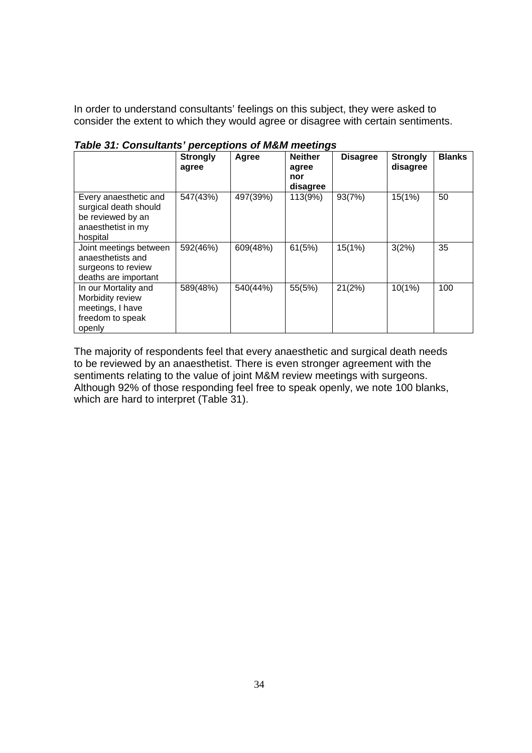In order to understand consultants' feelings on this subject, they were asked to consider the extent to which they would agree or disagree with certain sentiments.

***Table 31: Consultants' perceptions of M&M meetings***

| | **Strongly agree** | **Agree** | **Neither agree nor disagree** | **Disagree** | **Strongly disagree** | **Blanks** |
|---|---|---|---|---|---|---|
| Every anaesthetic and surgical death should be reviewed by an anaesthetist in my hospital | 547(43%) | 497(39%) | 113(9%) | 93(7%) | 15(1%) | 50 |
| Joint meetings between anaesthetists and surgeons to review deaths are important | 592(46%) | 609(48%) | 61(5%) | 15(1%) | 3(2%) | 35 |
| In our Mortality and Morbidity review meetings, I have freedom to speak openly | 589(48%) | 540(44%) | 55(5%) | 21(2%) | 10(1%) | 100 |

The majority of respondents feel that every anaesthetic and surgical death needs to be reviewed by an anaesthetist. There is even stronger agreement with the sentiments relating to the value of joint M&M review meetings with surgeons. Although 92% of those responding feel free to speak openly, we note 100 blanks, which are hard to interpret (Table 31).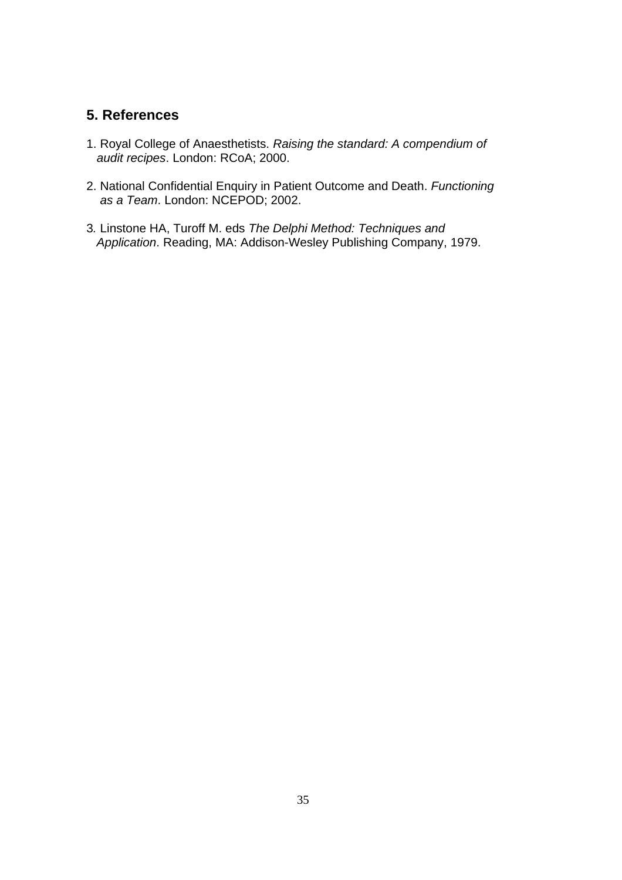## 5. References

1. Royal College of Anaesthetists. *Raising the standard: A compendium of audit recipes*. London: RCoA; 2000.

2. National Confidential Enquiry in Patient Outcome and Death. *Functioning as a Team*. London: NCEPOD; 2002.

3. Linstone HA, Turoff M. eds *The Delphi Method: Techniques and Application*. Reading, MA: Addison-Wesley Publishing Company, 1979.